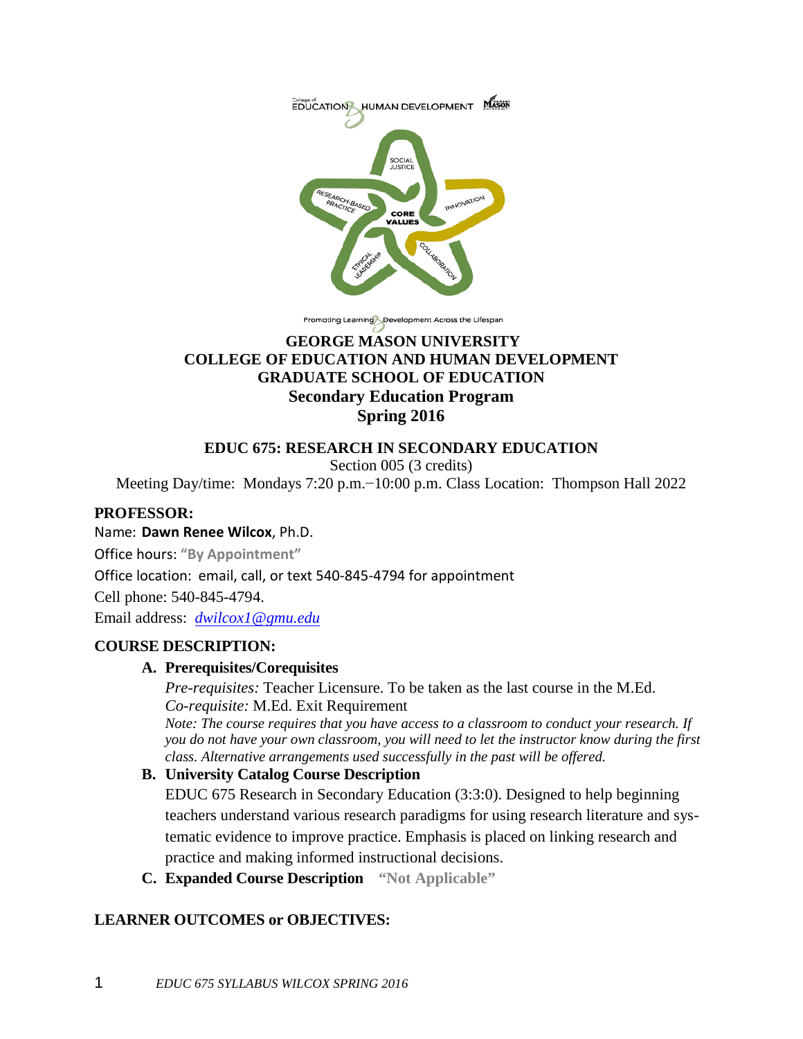GEORGE MASON UNIVERSITY
COLLEGE OF EDUCATION AND HUMAN DEVELOPMENT
GRADUATE SCHOOL OF EDUCATION
**Secondary Education Program**
**Spring 2016**

**EDUC 675: RESEARCH IN SECONDARY EDUCATION**

Section 005 (3 credits)

Meeting Day/time: Mondays 7:20 p.m.−10:00 p.m. Class Location: Thompson Hall 2022

## PROFESSOR:

Name: **Dawn Renee Wilcox**, Ph.D.

Office hours: **"By Appointment"**

Office location: email, call, or text 540-845-4794 for appointment

Cell phone: 540-845-4794.

Email address: *dwilcox1@gmu.edu*

## COURSE DESCRIPTION:

**A. Prerequisites/Corequisites**

*Pre-requisites:* Teacher Licensure. To be taken as the last course in the M.Ed.
*Co-requisite:* M.Ed. Exit Requirement
*Note: The course requires that you have access to a classroom to conduct your research. If you do not have your own classroom, you will need to let the instructor know during the first class. Alternative arrangements used successfully in the past will be offered.*

**B. University Catalog Course Description**

EDUC 675 Research in Secondary Education (3:3:0). Designed to help beginning teachers understand various research paradigms for using research literature and systematic evidence to improve practice. Emphasis is placed on linking research and practice and making informed instructional decisions.

**C. Expanded Course Description** **"Not Applicable"**

## LEARNER OUTCOMES or OBJECTIVES: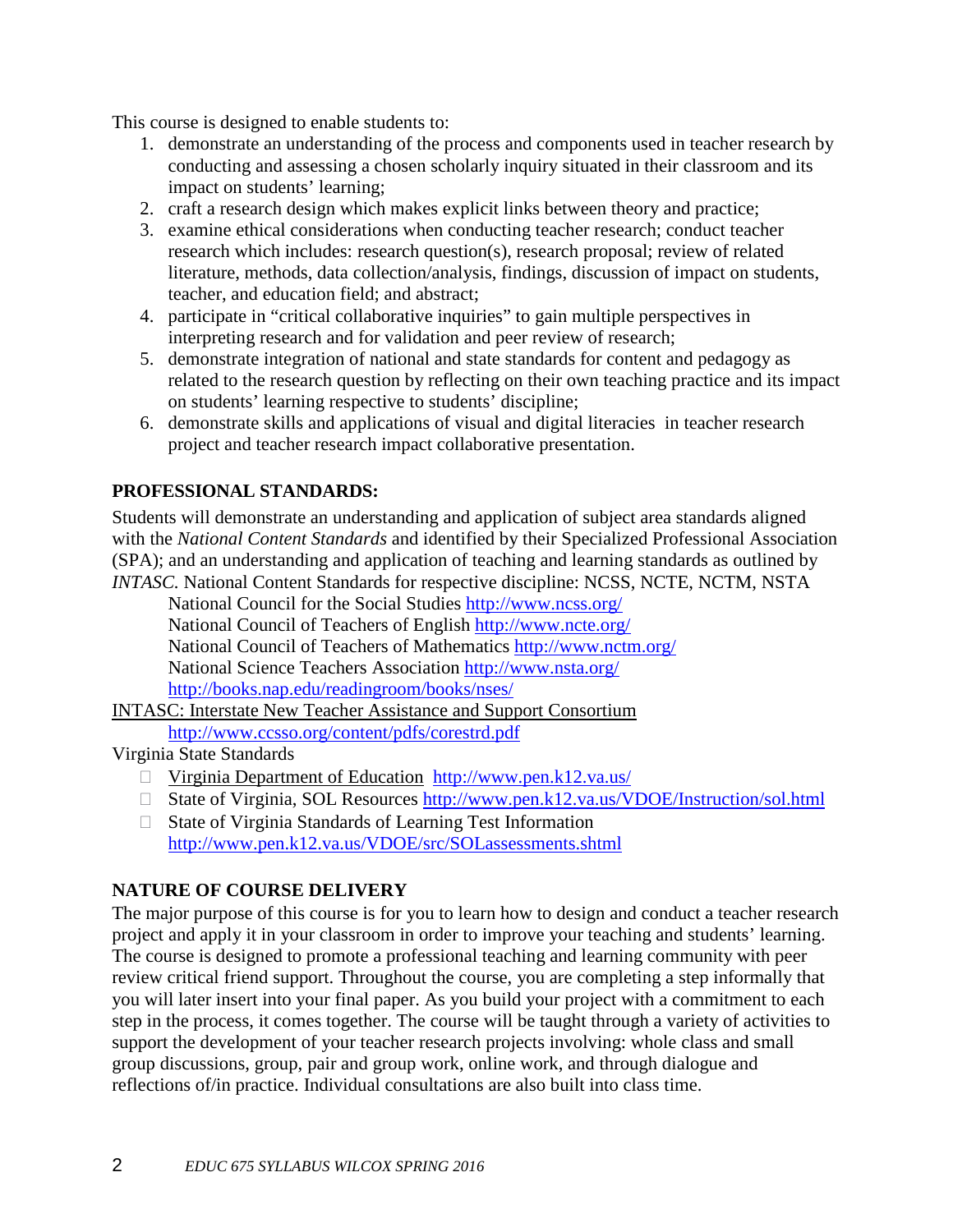This course is designed to enable students to:

1. demonstrate an understanding of the process and components used in teacher research by conducting and assessing a chosen scholarly inquiry situated in their classroom and its impact on students' learning;
2. craft a research design which makes explicit links between theory and practice;
3. examine ethical considerations when conducting teacher research; conduct teacher research which includes: research question(s), research proposal; review of related literature, methods, data collection/analysis, findings, discussion of impact on students, teacher, and education field; and abstract;
4. participate in "critical collaborative inquiries" to gain multiple perspectives in interpreting research and for validation and peer review of research;
5. demonstrate integration of national and state standards for content and pedagogy as related to the research question by reflecting on their own teaching practice and its impact on students' learning respective to students' discipline;
6. demonstrate skills and applications of visual and digital literacies in teacher research project and teacher research impact collaborative presentation.

## PROFESSIONAL STANDARDS:

Students will demonstrate an understanding and application of subject area standards aligned with the *National Content Standards* and identified by their Specialized Professional Association (SPA); and an understanding and application of teaching and learning standards as outlined by *INTASC.* National Content Standards for respective discipline: NCSS, NCTE, NCTM, NSTA

National Council for the Social Studies http://www.ncss.org/
National Council of Teachers of English http://www.ncte.org/
National Council of Teachers of Mathematics http://www.nctm.org/
National Science Teachers Association http://www.nsta.org/
http://books.nap.edu/readingroom/books/nses/

INTASC: Interstate New Teacher Assistance and Support Consortium
http://www.ccsso.org/content/pdfs/corestrd.pdf

Virginia State Standards

- Virginia Department of Education http://www.pen.k12.va.us/
- State of Virginia, SOL Resources http://www.pen.k12.va.us/VDOE/Instruction/sol.html
- State of Virginia Standards of Learning Test Information http://www.pen.k12.va.us/VDOE/src/SOLassessments.shtml

## NATURE OF COURSE DELIVERY

The major purpose of this course is for you to learn how to design and conduct a teacher research project and apply it in your classroom in order to improve your teaching and students' learning. The course is designed to promote a professional teaching and learning community with peer review critical friend support. Throughout the course, you are completing a step informally that you will later insert into your final paper. As you build your project with a commitment to each step in the process, it comes together. The course will be taught through a variety of activities to support the development of your teacher research projects involving: whole class and small group discussions, group, pair and group work, online work, and through dialogue and reflections of/in practice. Individual consultations are also built into class time.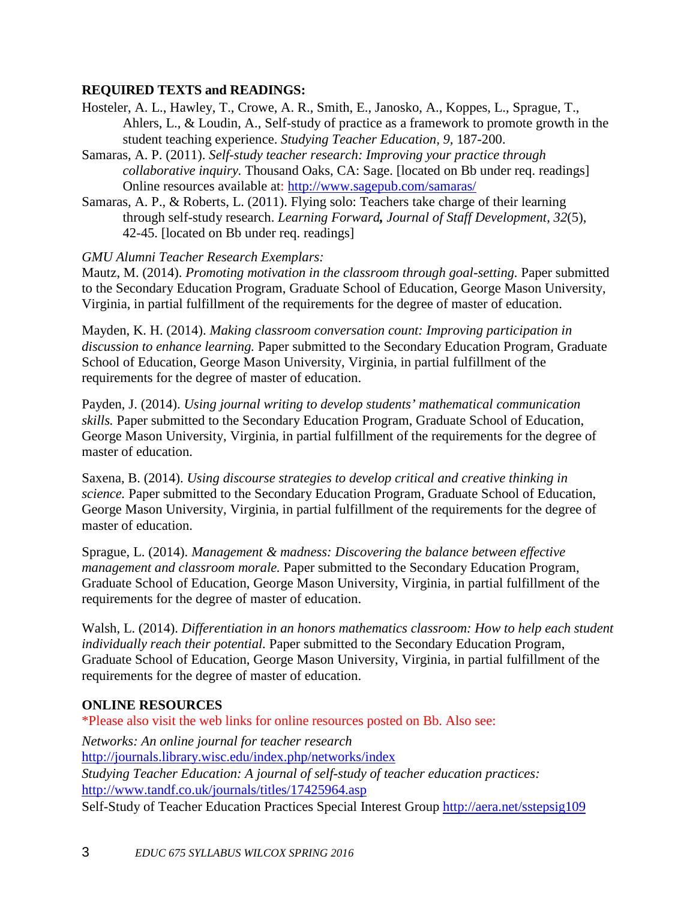**REQUIRED TEXTS and READINGS:**

Hosteler, A. L., Hawley, T., Crowe, A. R., Smith, E., Janosko, A., Koppes, L., Sprague, T., Ahlers, L., & Loudin, A., Self-study of practice as a framework to promote growth in the student teaching experience. *Studying Teacher Education, 9,* 187-200.

Samaras, A. P. (2011). *Self-study teacher research: Improving your practice through collaborative inquiry.* Thousand Oaks, CA: Sage. [located on Bb under req. readings] Online resources available at: http://www.sagepub.com/samaras/

Samaras, A. P., & Roberts, L. (2011). Flying solo: Teachers take charge of their learning through self-study research. *Learning Forward, Journal of Staff Development, 32*(5), 42-45. [located on Bb under req. readings]

*GMU Alumni Teacher Research Exemplars:*

Mautz, M. (2014). *Promoting motivation in the classroom through goal-setting.* Paper submitted to the Secondary Education Program, Graduate School of Education, George Mason University, Virginia, in partial fulfillment of the requirements for the degree of master of education.

Mayden, K. H. (2014). *Making classroom conversation count: Improving participation in discussion to enhance learning.* Paper submitted to the Secondary Education Program, Graduate School of Education, George Mason University, Virginia, in partial fulfillment of the requirements for the degree of master of education.

Payden, J. (2014). *Using journal writing to develop students' mathematical communication skills.* Paper submitted to the Secondary Education Program, Graduate School of Education, George Mason University, Virginia, in partial fulfillment of the requirements for the degree of master of education.

Saxena, B. (2014). *Using discourse strategies to develop critical and creative thinking in science.* Paper submitted to the Secondary Education Program, Graduate School of Education, George Mason University, Virginia, in partial fulfillment of the requirements for the degree of master of education.

Sprague, L. (2014). *Management & madness: Discovering the balance between effective management and classroom morale.* Paper submitted to the Secondary Education Program, Graduate School of Education, George Mason University, Virginia, in partial fulfillment of the requirements for the degree of master of education.

Walsh, L. (2014). *Differentiation in an honors mathematics classroom: How to help each student individually reach their potential.* Paper submitted to the Secondary Education Program, Graduate School of Education, George Mason University, Virginia, in partial fulfillment of the requirements for the degree of master of education.

**ONLINE RESOURCES**

*Please also visit the web links for online resources posted on Bb. Also see:

*Networks: An online journal for teacher research*
http://journals.library.wisc.edu/index.php/networks/index

*Studying Teacher Education: A journal of self-study of teacher education practices:*
http://www.tandf.co.uk/journals/titles/17425964.asp

Self-Study of Teacher Education Practices Special Interest Group http://aera.net/sstepsig109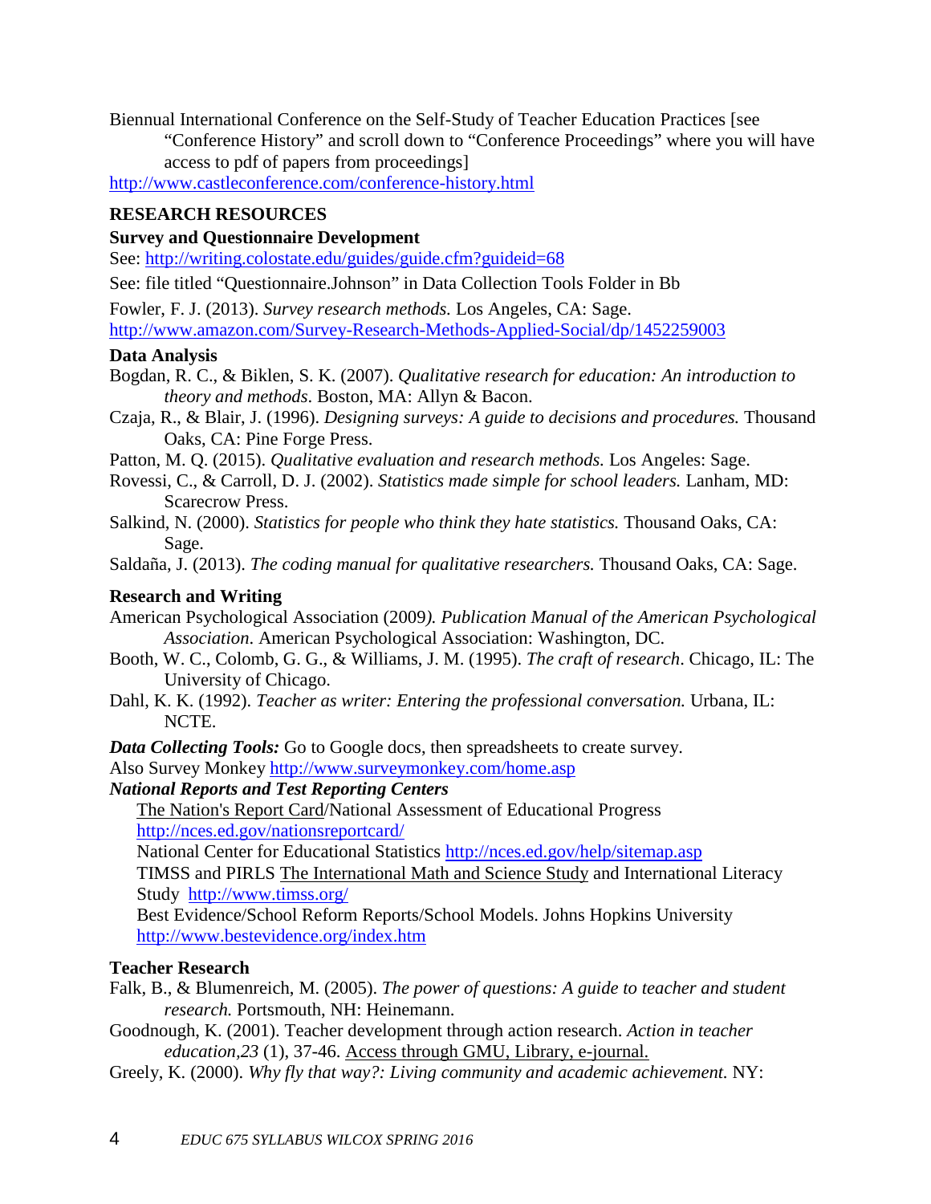Biennial International Conference on the Self-Study of Teacher Education Practices [see "Conference History" and scroll down to "Conference Proceedings" where you will have access to pdf of papers from proceedings]
http://www.castleconference.com/conference-history.html

## RESEARCH RESOURCES

### Survey and Questionnaire Development

See: http://writing.colostate.edu/guides/guide.cfm?guideid=68

See: file titled "Questionnaire.Johnson" in Data Collection Tools Folder in Bb

Fowler, F. J. (2013). *Survey research methods.* Los Angeles, CA: Sage.
http://www.amazon.com/Survey-Research-Methods-Applied-Social/dp/1452259003

### Data Analysis

Bogdan, R. C., & Biklen, S. K. (2007). *Qualitative research for education: An introduction to theory and methods*. Boston, MA: Allyn & Bacon.

Czaja, R., & Blair, J. (1996). *Designing surveys: A guide to decisions and procedures.* Thousand Oaks, CA: Pine Forge Press.

Patton, M. Q. (2015). *Qualitative evaluation and research methods.* Los Angeles: Sage.

Rovessi, C., & Carroll, D. J. (2002). *Statistics made simple for school leaders.* Lanham, MD: Scarecrow Press.

Salkind, N. (2000). *Statistics for people who think they hate statistics.* Thousand Oaks, CA: Sage.

Saldaña, J. (2013). *The coding manual for qualitative researchers.* Thousand Oaks, CA: Sage.

### Research and Writing

American Psychological Association (2009*). Publication Manual of the American Psychological Association.* American Psychological Association: Washington, DC.

Booth, W. C., Colomb, G. G., & Williams, J. M. (1995). *The craft of research*. Chicago, IL: The University of Chicago.

Dahl, K. K. (1992). *Teacher as writer: Entering the professional conversation.* Urbana, IL: NCTE.

***Data Collecting Tools:*** Go to Google docs, then spreadsheets to create survey.
Also Survey Monkey http://www.surveymonkey.com/home.asp

***National Reports and Test Reporting Centers***

The Nation's Report Card/National Assessment of Educational Progress http://nces.ed.gov/nationsreportcard/

National Center for Educational Statistics http://nces.ed.gov/help/sitemap.asp

TIMSS and PIRLS The International Math and Science Study and International Literacy Study http://www.timss.org/

Best Evidence/School Reform Reports/School Models. Johns Hopkins University http://www.bestevidence.org/index.htm

### Teacher Research

Falk, B., & Blumenreich, M. (2005). *The power of questions: A guide to teacher and student research.* Portsmouth, NH: Heinemann.

Goodnough, K. (2001). Teacher development through action research. *Action in teacher education,23* (1), 37-46. Access through GMU, Library, e-journal.

Greely, K. (2000). *Why fly that way?: Living community and academic achievement.* NY: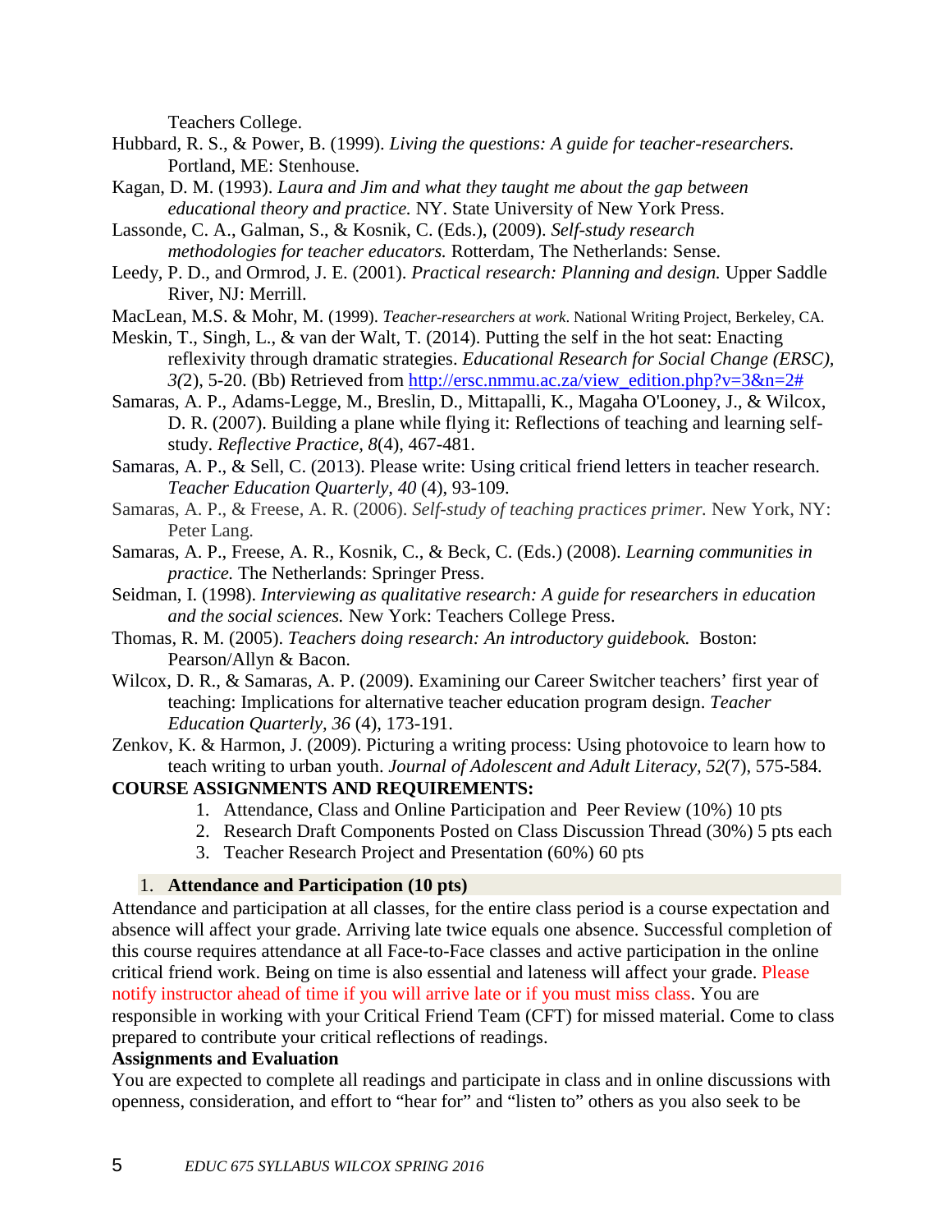Teachers College.

Hubbard, R. S., & Power, B. (1999). *Living the questions: A guide for teacher-researchers.* Portland, ME: Stenhouse.

Kagan, D. M. (1993). *Laura and Jim and what they taught me about the gap between educational theory and practice.* NY. State University of New York Press.

Lassonde, C. A., Galman, S., & Kosnik, C. (Eds.), (2009). *Self-study research methodologies for teacher educators.* Rotterdam, The Netherlands: Sense.

Leedy, P. D., and Ormrod, J. E. (2001). *Practical research: Planning and design.* Upper Saddle River, NJ: Merrill.

MacLean, M.S. & Mohr, M. (1999). *Teacher-researchers at work*. National Writing Project, Berkeley, CA.

Meskin, T., Singh, L., & van der Walt, T. (2014). Putting the self in the hot seat: Enacting reflexivity through dramatic strategies. *Educational Research for Social Change (ERSC), 3(*2), 5-20. (Bb) Retrieved from http://ersc.nmmu.ac.za/view_edition.php?v=3&n=2#

Samaras, A. P., Adams-Legge, M., Breslin, D., Mittapalli, K., Magaha O'Looney, J., & Wilcox, D. R. (2007). Building a plane while flying it: Reflections of teaching and learning self-study. *Reflective Practice, 8*(4), 467-481.

Samaras, A. P., & Sell, C. (2013). Please write: Using critical friend letters in teacher research. *Teacher Education Quarterly, 40* (4), 93-109.

Samaras, A. P., & Freese, A. R. (2006). *Self-study of teaching practices primer.* New York, NY: Peter Lang.

Samaras, A. P., Freese, A. R., Kosnik, C., & Beck, C. (Eds.) (2008). *Learning communities in practice.* The Netherlands: Springer Press.

Seidman, I. (1998). *Interviewing as qualitative research: A guide for researchers in education and the social sciences.* New York: Teachers College Press.

Thomas, R. M. (2005). *Teachers doing research: An introductory guidebook.* Boston: Pearson/Allyn & Bacon.

Wilcox, D. R., & Samaras, A. P. (2009). Examining our Career Switcher teachers' first year of teaching: Implications for alternative teacher education program design. *Teacher Education Quarterly, 36* (4), 173-191.

Zenkov, K. & Harmon, J. (2009). Picturing a writing process: Using photovoice to learn how to teach writing to urban youth. *Journal of Adolescent and Adult Literacy, 52*(7), 575-584.

**COURSE ASSIGNMENTS AND REQUIREMENTS:**

1. Attendance, Class and Online Participation and Peer Review (10%) 10 pts
2. Research Draft Components Posted on Class Discussion Thread (30%) 5 pts each
3. Teacher Research Project and Presentation (60%) 60 pts

### 1. Attendance and Participation (10 pts)

Attendance and participation at all classes, for the entire class period is a course expectation and absence will affect your grade. Arriving late twice equals one absence. Successful completion of this course requires attendance at all Face-to-Face classes and active participation in the online critical friend work. Being on time is also essential and lateness will affect your grade. Please notify instructor ahead of time if you will arrive late or if you must miss class. You are responsible in working with your Critical Friend Team (CFT) for missed material. Come to class prepared to contribute your critical reflections of readings.

**Assignments and Evaluation**

You are expected to complete all readings and participate in class and in online discussions with openness, consideration, and effort to "hear for" and "listen to" others as you also seek to be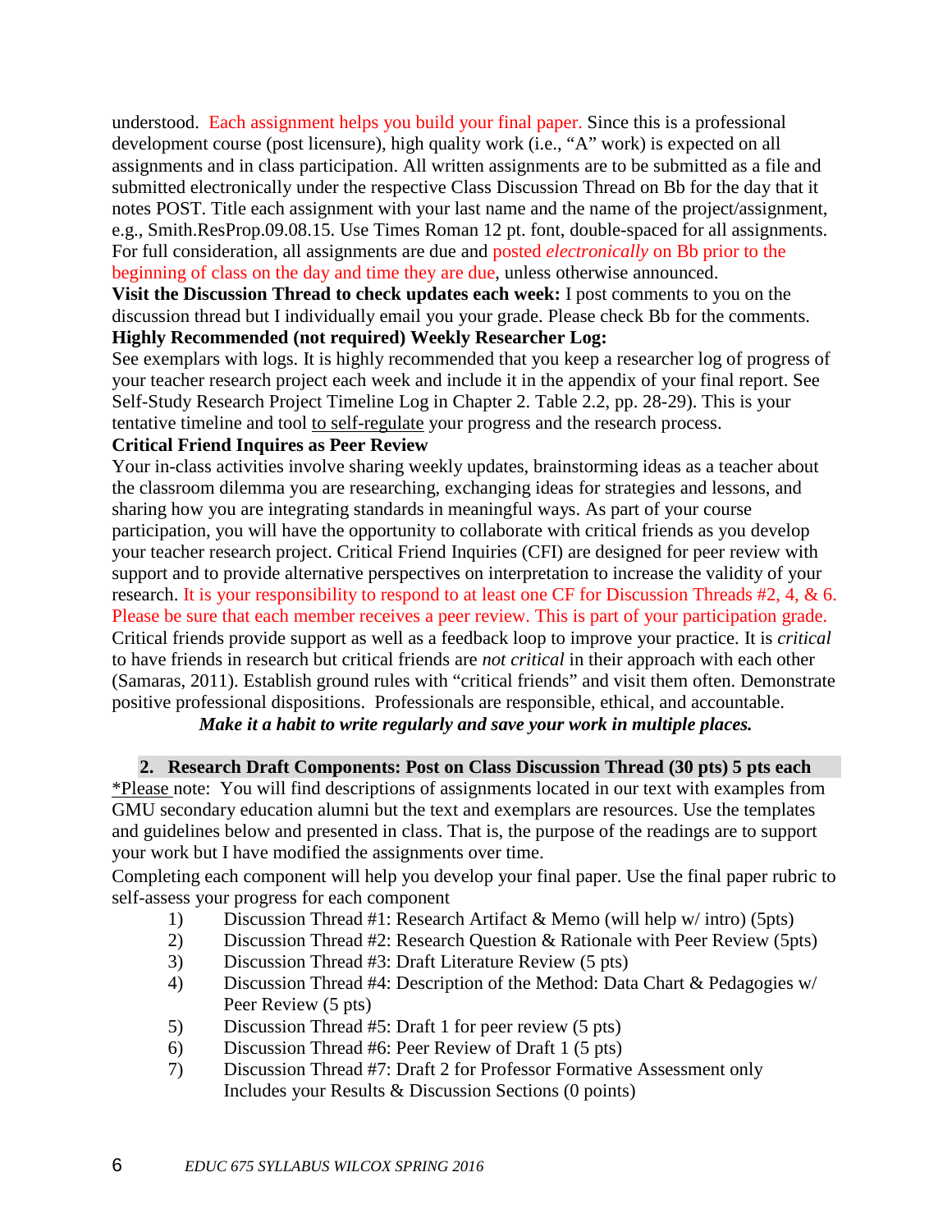understood. Each assignment helps you build your final paper. Since this is a professional development course (post licensure), high quality work (i.e., "A" work) is expected on all assignments and in class participation. All written assignments are to be submitted as a file and submitted electronically under the respective Class Discussion Thread on Bb for the day that it notes POST. Title each assignment with your last name and the name of the project/assignment, e.g., Smith.ResProp.09.08.15. Use Times Roman 12 pt. font, double-spaced for all assignments. For full consideration, all assignments are due and posted *electronically* on Bb prior to the beginning of class on the day and time they are due, unless otherwise announced.

**Visit the Discussion Thread to check updates each week:** I post comments to you on the discussion thread but I individually email you your grade. Please check Bb for the comments.

**Highly Recommended (not required) Weekly Researcher Log:**

See exemplars with logs. It is highly recommended that you keep a researcher log of progress of your teacher research project each week and include it in the appendix of your final report. See Self-Study Research Project Timeline Log in Chapter 2. Table 2.2, pp. 28-29). This is your tentative timeline and tool to self-regulate your progress and the research process.

**Critical Friend Inquires as Peer Review**

Your in-class activities involve sharing weekly updates, brainstorming ideas as a teacher about the classroom dilemma you are researching, exchanging ideas for strategies and lessons, and sharing how you are integrating standards in meaningful ways. As part of your course participation, you will have the opportunity to collaborate with critical friends as you develop your teacher research project. Critical Friend Inquiries (CFI) are designed for peer review with support and to provide alternative perspectives on interpretation to increase the validity of your research. It is your responsibility to respond to at least one CF for Discussion Threads #2, 4, & 6. Please be sure that each member receives a peer review. This is part of your participation grade. Critical friends provide support as well as a feedback loop to improve your practice. It is *critical* to have friends in research but critical friends are *not critical* in their approach with each other (Samaras, 2011). Establish ground rules with "critical friends" and visit them often. Demonstrate positive professional dispositions. Professionals are responsible, ethical, and accountable.

***Make it a habit to write regularly and save your work in multiple places.***

### 2. Research Draft Components: Post on Class Discussion Thread (30 pts) 5 pts each

*Please note: You will find descriptions of assignments located in our text with examples from GMU secondary education alumni but the text and exemplars are resources. Use the templates and guidelines below and presented in class. That is, the purpose of the readings are to support your work but I have modified the assignments over time.

Completing each component will help you develop your final paper. Use the final paper rubric to self-assess your progress for each component

1) Discussion Thread #1: Research Artifact & Memo (will help w/ intro) (5pts)
2) Discussion Thread #2: Research Question & Rationale with Peer Review (5pts)
3) Discussion Thread #3: Draft Literature Review (5 pts)
4) Discussion Thread #4: Description of the Method: Data Chart & Pedagogies w/ Peer Review (5 pts)
5) Discussion Thread #5: Draft 1 for peer review (5 pts)
6) Discussion Thread #6: Peer Review of Draft 1 (5 pts)
7) Discussion Thread #7: Draft 2 for Professor Formative Assessment only Includes your Results & Discussion Sections (0 points)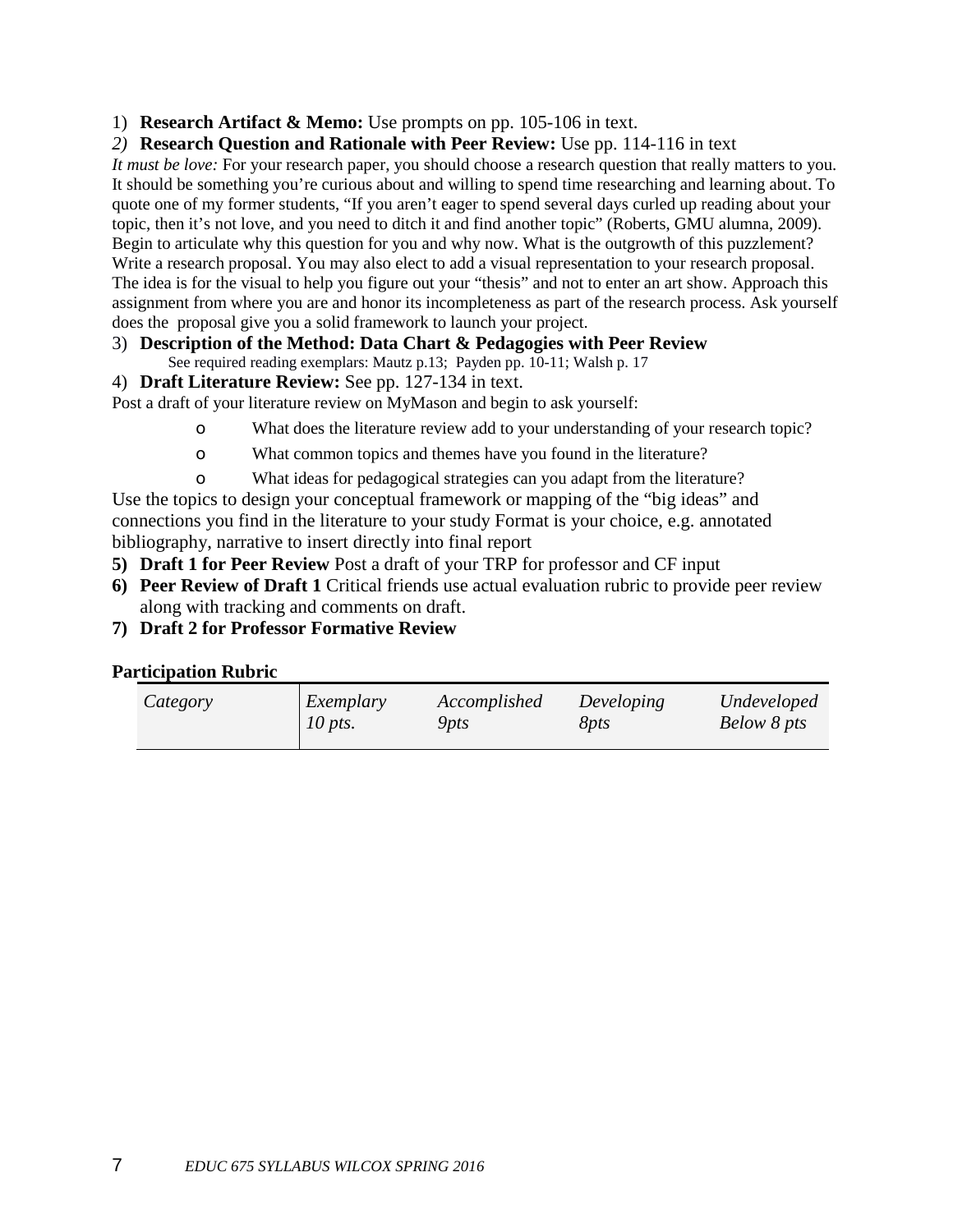1) **Research Artifact & Memo:** Use prompts on pp. 105-106 in text.

2) **Research Question and Rationale with Peer Review:** Use pp. 114-116 in text

*It must be love:* For your research paper, you should choose a research question that really matters to you. It should be something you're curious about and willing to spend time researching and learning about. To quote one of my former students, "If you aren't eager to spend several days curled up reading about your topic, then it's not love, and you need to ditch it and find another topic" (Roberts, GMU alumna, 2009). Begin to articulate why this question for you and why now. What is the outgrowth of this puzzlement? Write a research proposal. You may also elect to add a visual representation to your research proposal. The idea is for the visual to help you figure out your "thesis" and not to enter an art show. Approach this assignment from where you are and honor its incompleteness as part of the research process. Ask yourself does the proposal give you a solid framework to launch your project.

3) **Description of the Method: Data Chart & Pedagogies with Peer Review**
   See required reading exemplars: Mautz p.13; Payden pp. 10-11; Walsh p. 17

4) **Draft Literature Review:** See pp. 127-134 in text.

Post a draft of your literature review on MyMason and begin to ask yourself:

- What does the literature review add to your understanding of your research topic?
- What common topics and themes have you found in the literature?
- What ideas for pedagogical strategies can you adapt from the literature?

Use the topics to design your conceptual framework or mapping of the "big ideas" and connections you find in the literature to your study Format is your choice, e.g. annotated bibliography, narrative to insert directly into final report

5) **Draft 1 for Peer Review** Post a draft of your TRP for professor and CF input

6) **Peer Review of Draft 1** Critical friends use actual evaluation rubric to provide peer review along with tracking and comments on draft.

7) **Draft 2 for Professor Formative Review**

**Participation Rubric**

| *Category* | *Exemplary 10 pts.* | *Accomplished 9pts* | *Developing 8pts* | *Undeveloped Below 8 pts* |
|---|---|---|---|---|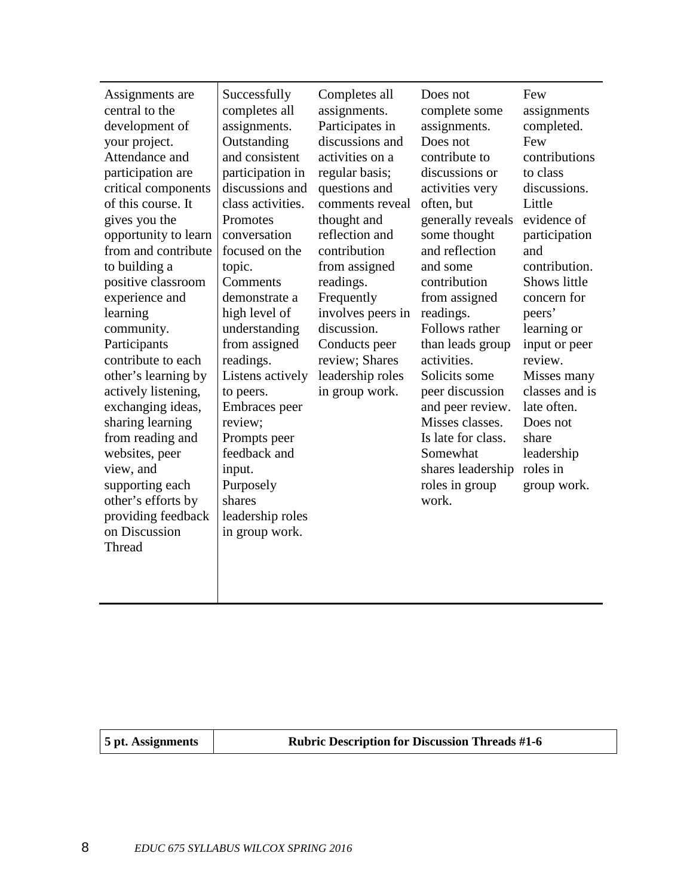| | | | | |
|---|---|---|---|---|
| Assignments are central to the development of your project. Attendance and participation are critical components of this course. It gives you the opportunity to learn from and contribute to building a positive classroom experience and learning community. Participants contribute to each other's learning by actively listening, exchanging ideas, sharing learning from reading and websites, peer view, and supporting each other's efforts by providing feedback on Discussion Thread | Successfully completes all assignments. Outstanding and consistent participation in discussions and class activities. Promotes conversation focused on the topic. Comments demonstrate a high level of understanding from assigned readings. Listens actively to peers. Embraces peer review; Prompts peer feedback and input. Purposely shares leadership roles in group work. | Completes all assignments. Participates in discussions and activities on a regular basis; questions and comments reveal thought and reflection and contribution from assigned readings. Frequently involves peers in discussion. Conducts peer review; Shares leadership roles in group work. | Does not complete some assignments. Does not contribute to discussions or activities very often, but generally reveals some thought and reflection and some contribution from assigned readings. Follows rather than leads group activities. Solicits some peer discussion and peer review. Misses classes. Is late for class. Somewhat shares leadership roles in group work. | Few assignments completed. Few contributions to class discussions. Little evidence of participation and contribution. Shows little concern for peers' learning or input or peer review. Misses many classes and is late often. Does not share leadership roles in group work. |

| 5 pt. Assignments | Rubric Description for Discussion Threads #1-6 |
|---|---|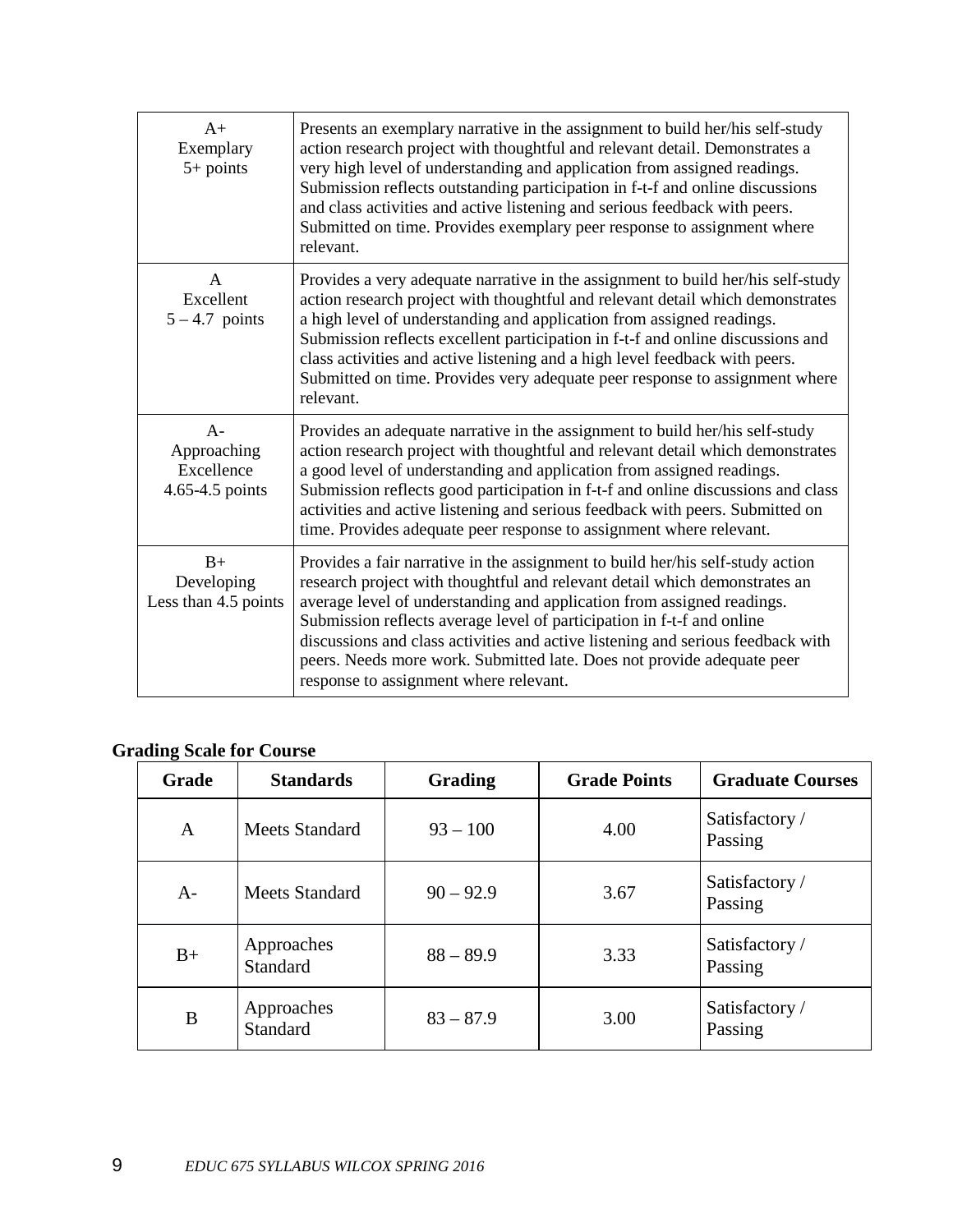| A+<br>Exemplary<br>5+ points | Presents an exemplary narrative in the assignment to build her/his self-study action research project with thoughtful and relevant detail. Demonstrates a very high level of understanding and application from assigned readings. Submission reflects outstanding participation in f-t-f and online discussions and class activities and active listening and serious feedback with peers. Submitted on time. Provides exemplary peer response to assignment where relevant. |
|---|---|
| A<br>Excellent<br>5 – 4.7 points | Provides a very adequate narrative in the assignment to build her/his self-study action research project with thoughtful and relevant detail which demonstrates a high level of understanding and application from assigned readings. Submission reflects excellent participation in f-t-f and online discussions and class activities and active listening and a high level feedback with peers. Submitted on time. Provides very adequate peer response to assignment where relevant. |
| A-<br>Approaching Excellence<br>4.65-4.5 points | Provides an adequate narrative in the assignment to build her/his self-study action research project with thoughtful and relevant detail which demonstrates a good level of understanding and application from assigned readings. Submission reflects good participation in f-t-f and online discussions and class activities and active listening and serious feedback with peers. Submitted on time. Provides adequate peer response to assignment where relevant. |
| B+<br>Developing<br>Less than 4.5 points | Provides a fair narrative in the assignment to build her/his self-study action research project with thoughtful and relevant detail which demonstrates an average level of understanding and application from assigned readings. Submission reflects average level of participation in f-t-f and online discussions and class activities and active listening and serious feedback with peers. Needs more work. Submitted late. Does not provide adequate peer response to assignment where relevant. |

**Grading Scale for Course**

| Grade | Standards | Grading | Grade Points | Graduate Courses |
|---|---|---|---|---|
| A | Meets Standard | 93 – 100 | 4.00 | Satisfactory / Passing |
| A- | Meets Standard | 90 – 92.9 | 3.67 | Satisfactory / Passing |
| B+ | Approaches Standard | 88 – 89.9 | 3.33 | Satisfactory / Passing |
| B | Approaches Standard | 83 – 87.9 | 3.00 | Satisfactory / Passing |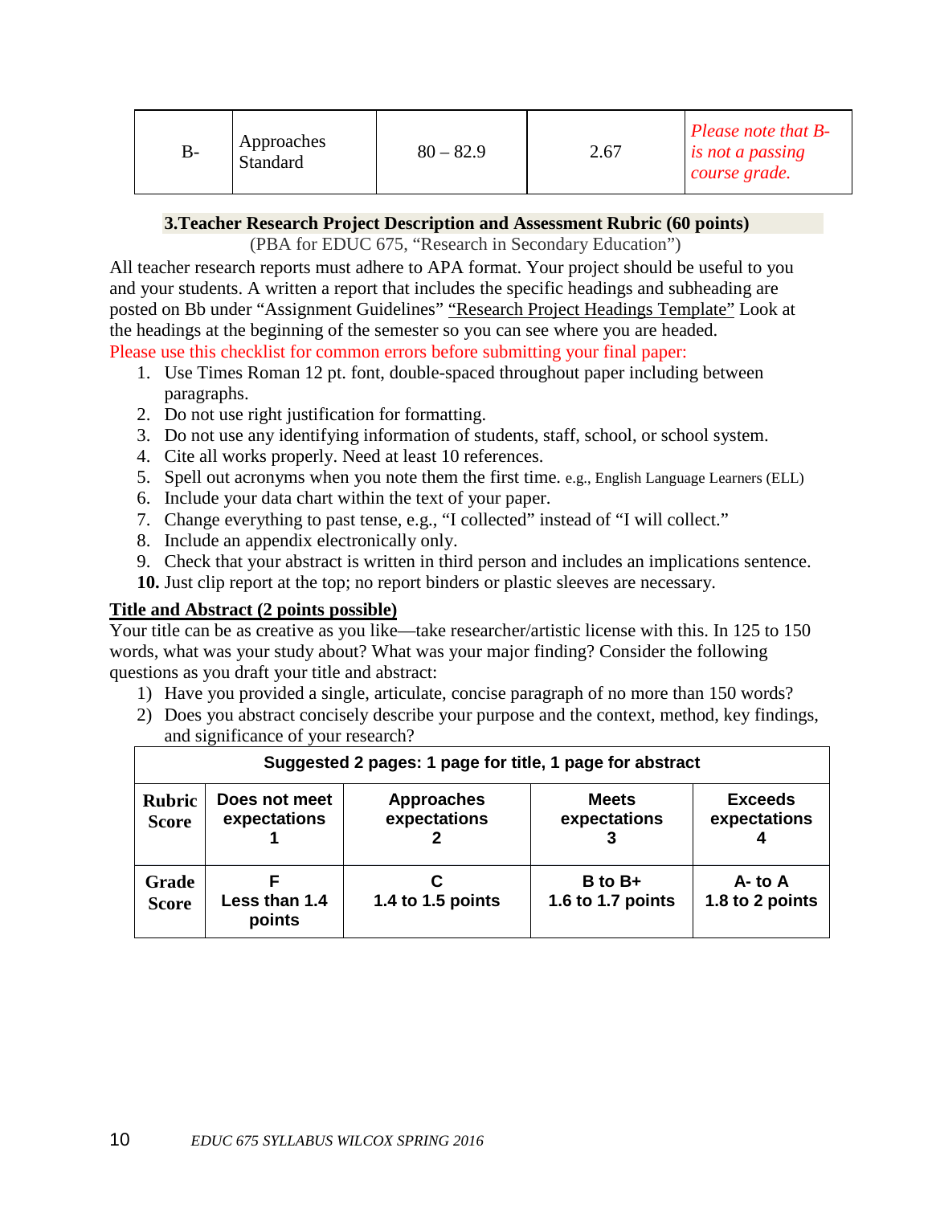| B- | Approaches Standard | 80 – 82.9 | 2.67 | *Please note that B- is not a passing course grade.* |
|---|---|---|---|---|

### 3.Teacher Research Project Description and Assessment Rubric (60 points)

(PBA for EDUC 675, "Research in Secondary Education")

All teacher research reports must adhere to APA format. Your project should be useful to you and your students. A written a report that includes the specific headings and subheading are posted on Bb under "Assignment Guidelines" "Research Project Headings Template" Look at the headings at the beginning of the semester so you can see where you are headed.

Please use this checklist for common errors before submitting your final paper:

1. Use Times Roman 12 pt. font, double-spaced throughout paper including between paragraphs.
2. Do not use right justification for formatting.
3. Do not use any identifying information of students, staff, school, or school system.
4. Cite all works properly. Need at least 10 references.
5. Spell out acronyms when you note them the first time. e.g., English Language Learners (ELL)
6. Include your data chart within the text of your paper.
7. Change everything to past tense, e.g., "I collected" instead of "I will collect."
8. Include an appendix electronically only.
9. Check that your abstract is written in third person and includes an implications sentence.
10. **Just** clip report at the top; no report binders or plastic sleeves are necessary.

**Title and Abstract (2 points possible)**

Your title can be as creative as you like—take researcher/artistic license with this. In 125 to 150 words, what was your study about? What was your major finding? Consider the following questions as you draft your title and abstract:

1) Have you provided a single, articulate, concise paragraph of no more than 150 words?
2) Does you abstract concisely describe your purpose and the context, method, key findings, and significance of your research?

| Suggested 2 pages: 1 page for title, 1 page for abstract | | | | |
|---|---|---|---|---|
| **Rubric Score** | **Does not meet expectations 1** | **Approaches expectations 2** | **Meets expectations 3** | **Exceeds expectations 4** |
| **Grade Score** | **F Less than 1.4 points** | **C 1.4 to 1.5 points** | **B to B+ 1.6 to 1.7 points** | **A- to A 1.8 to 2 points** |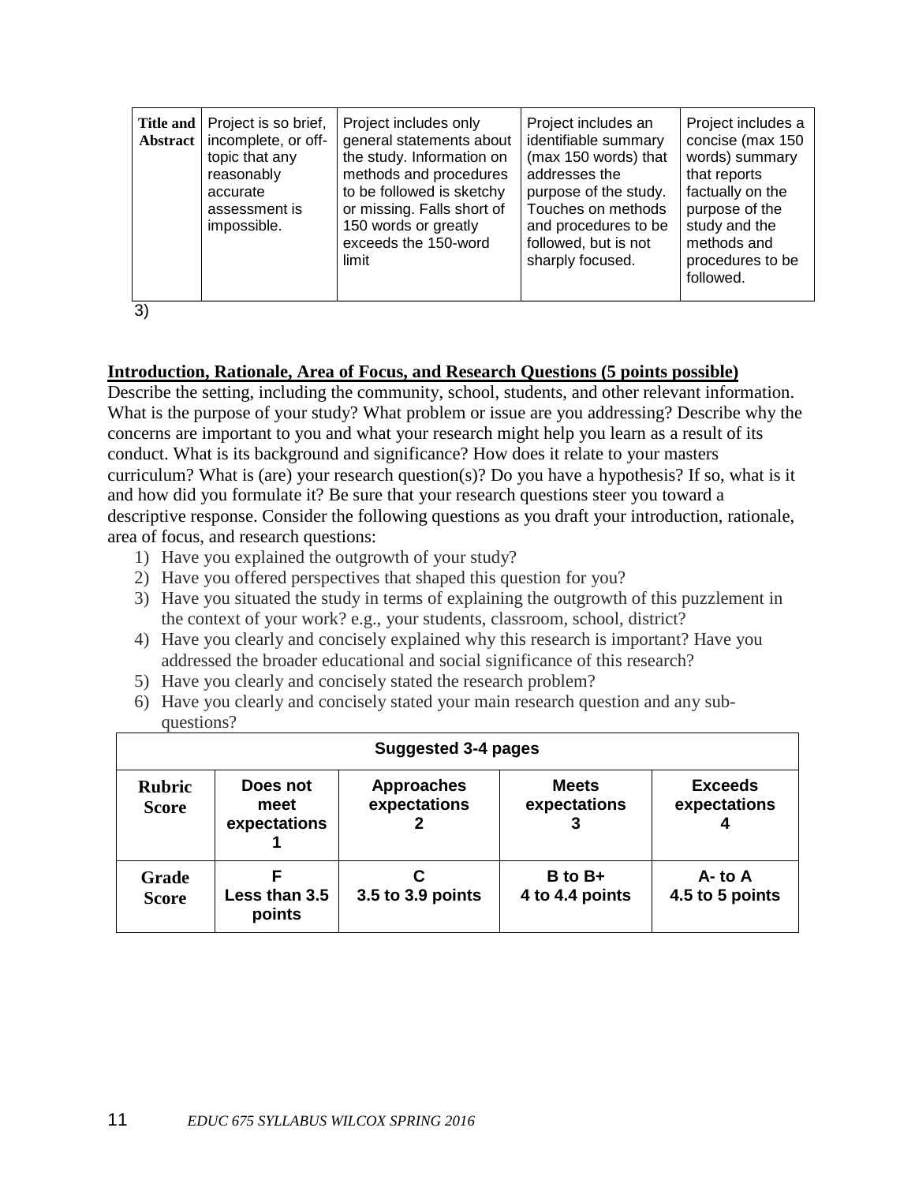| Title and Abstract | Project is so brief, incomplete, or off-topic that any reasonably accurate assessment is impossible. | Project includes only general statements about the study. Information on methods and procedures to be followed is sketchy or missing. Falls short of 150 words or greatly exceeds the 150-word limit | Project includes an identifiable summary (max 150 words) that addresses the purpose of the study. Touches on methods and procedures to be followed, but is not sharply focused. | Project includes a concise (max 150 words) summary that reports factually on the purpose of the study and the methods and procedures to be followed. |
|---|---|---|---|---|

3)

**Introduction, Rationale, Area of Focus, and Research Questions (5 points possible)**

Describe the setting, including the community, school, students, and other relevant information. What is the purpose of your study? What problem or issue are you addressing? Describe why the concerns are important to you and what your research might help you learn as a result of its conduct. What is its background and significance? How does it relate to your masters curriculum? What is (are) your research question(s)? Do you have a hypothesis? If so, what is it and how did you formulate it? Be sure that your research questions steer you toward a descriptive response. Consider the following questions as you draft your introduction, rationale, area of focus, and research questions:

1) Have you explained the outgrowth of your study?
2) Have you offered perspectives that shaped this question for you?
3) Have you situated the study in terms of explaining the outgrowth of this puzzlement in the context of your work? e.g., your students, classroom, school, district?
4) Have you clearly and concisely explained why this research is important? Have you addressed the broader educational and social significance of this research?
5) Have you clearly and concisely stated the research problem?
6) Have you clearly and concisely stated your main research question and any sub-questions?

| Suggested 3-4 pages | | | | |
|---|---|---|---|---|
| **Rubric Score** | **Does not meet expectations 1** | **Approaches expectations 2** | **Meets expectations 3** | **Exceeds expectations 4** |
| **Grade Score** | **F Less than 3.5 points** | **C 3.5 to 3.9 points** | **B to B+ 4 to 4.4 points** | **A- to A 4.5 to 5 points** |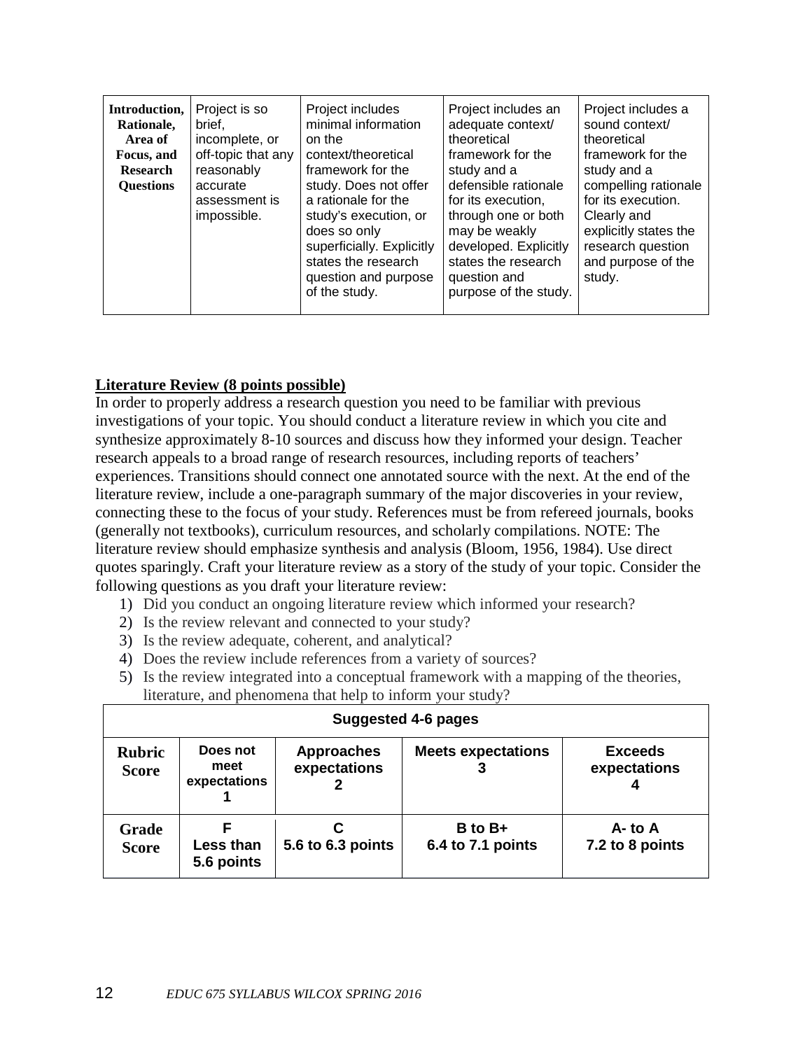| Introduction, Rationale, Area of Focus, and Research Questions | Project is so brief, incomplete, or off-topic that any reasonably accurate assessment is impossible. | Project includes minimal information on the context/theoretical framework for the study. Does not offer a rationale for the study's execution, or does so only superficially. Explicitly states the research question and purpose of the study. | Project includes an adequate context/ theoretical framework for the study and a defensible rationale for its execution, through one or both may be weakly developed. Explicitly states the research question and purpose of the study. | Project includes a sound context/ theoretical framework for the study and a compelling rationale for its execution. Clearly and explicitly states the research question and purpose of the study. |
|---|---|---|---|---|

**Literature Review (8 points possible)**

In order to properly address a research question you need to be familiar with previous investigations of your topic. You should conduct a literature review in which you cite and synthesize approximately 8-10 sources and discuss how they informed your design. Teacher research appeals to a broad range of research resources, including reports of teachers' experiences. Transitions should connect one annotated source with the next. At the end of the literature review, include a one-paragraph summary of the major discoveries in your review, connecting these to the focus of your study. References must be from refereed journals, books (generally not textbooks), curriculum resources, and scholarly compilations. NOTE: The literature review should emphasize synthesis and analysis (Bloom, 1956, 1984). Use direct quotes sparingly. Craft your literature review as a story of the study of your topic. Consider the following questions as you draft your literature review:

1) Did you conduct an ongoing literature review which informed your research?
2) Is the review relevant and connected to your study?
3) Is the review adequate, coherent, and analytical?
4) Does the review include references from a variety of sources?
5) Is the review integrated into a conceptual framework with a mapping of the theories, literature, and phenomena that help to inform your study?

| **Suggested 4-6 pages** | | | | |
|---|---|---|---|---|
| **Rubric Score** | **Does not meet expectations 1** | **Approaches expectations 2** | **Meets expectations 3** | **Exceeds expectations 4** |
| **Grade Score** | **F Less than 5.6 points** | **C 5.6 to 6.3 points** | **B to B+ 6.4 to 7.1 points** | **A- to A 7.2 to 8 points** |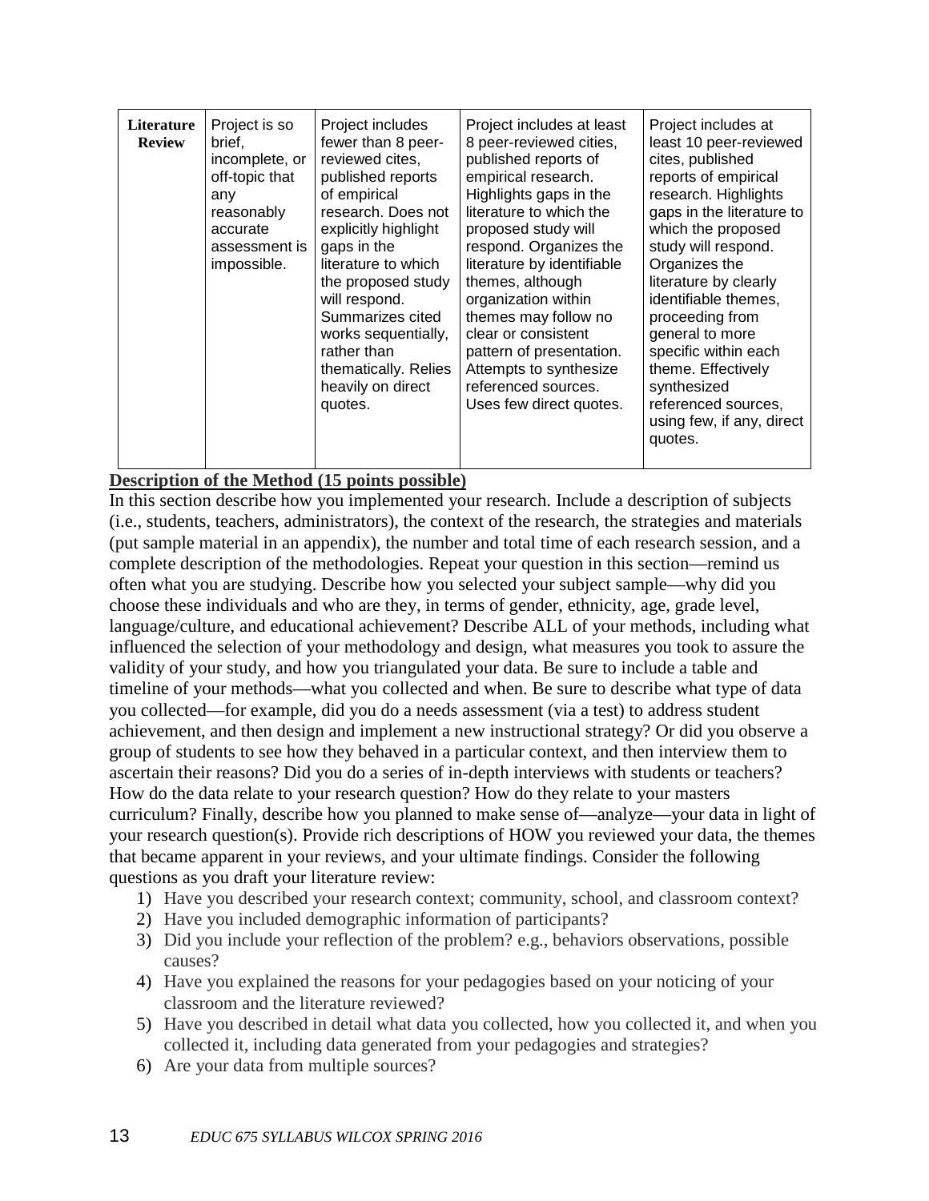| **Literature Review** | Project is so brief, incomplete, or off-topic that any reasonably accurate assessment is impossible. | Project includes fewer than 8 peer-reviewed cites, published reports of empirical research. Does not explicitly highlight gaps in the literature to which the proposed study will respond. Summarizes cited works sequentially, rather than thematically. Relies heavily on direct quotes. | Project includes at least 8 peer-reviewed cities, published reports of empirical research. Highlights gaps in the literature to which the proposed study will respond. Organizes the literature by identifiable themes, although organization within themes may follow no clear or consistent pattern of presentation. Attempts to synthesize referenced sources. Uses few direct quotes. | Project includes at least 10 peer-reviewed cites, published reports of empirical research. Highlights gaps in the literature to which the proposed study will respond. Organizes the literature by clearly identifiable themes, proceeding from general to more specific within each theme. Effectively synthesized referenced sources, using few, if any, direct quotes. |
|---|---|---|---|---|

**Description of the Method (15 points possible)**

In this section describe how you implemented your research. Include a description of subjects (i.e., students, teachers, administrators), the context of the research, the strategies and materials (put sample material in an appendix), the number and total time of each research session, and a complete description of the methodologies. Repeat your question in this section—remind us often what you are studying. Describe how you selected your subject sample—why did you choose these individuals and who are they, in terms of gender, ethnicity, age, grade level, language/culture, and educational achievement? Describe ALL of your methods, including what influenced the selection of your methodology and design, what measures you took to assure the validity of your study, and how you triangulated your data. Be sure to include a table and timeline of your methods—what you collected and when. Be sure to describe what type of data you collected—for example, did you do a needs assessment (via a test) to address student achievement, and then design and implement a new instructional strategy? Or did you observe a group of students to see how they behaved in a particular context, and then interview them to ascertain their reasons? Did you do a series of in-depth interviews with students or teachers? How do the data relate to your research question? How do they relate to your masters curriculum? Finally, describe how you planned to make sense of—analyze—your data in light of your research question(s). Provide rich descriptions of HOW you reviewed your data, the themes that became apparent in your reviews, and your ultimate findings. Consider the following questions as you draft your literature review:

1) Have you described your research context; community, school, and classroom context?
2) Have you included demographic information of participants?
3) Did you include your reflection of the problem? e.g., behaviors observations, possible causes?
4) Have you explained the reasons for your pedagogies based on your noticing of your classroom and the literature reviewed?
5) Have you described in detail what data you collected, how you collected it, and when you collected it, including data generated from your pedagogies and strategies?
6) Are your data from multiple sources?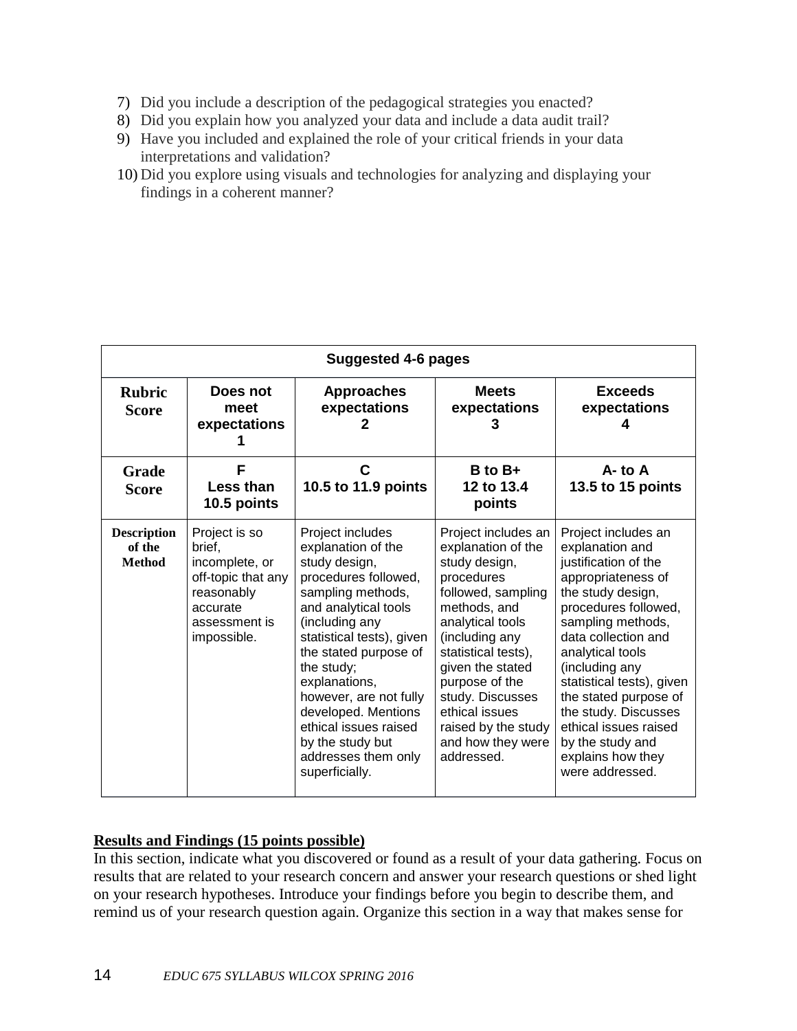7) Did you include a description of the pedagogical strategies you enacted?
8) Did you explain how you analyzed your data and include a data audit trail?
9) Have you included and explained the role of your critical friends in your data interpretations and validation?
10) Did you explore using visuals and technologies for analyzing and displaying your findings in a coherent manner?

| Suggested 4-6 pages | | | | |
|---|---|---|---|---|
| **Rubric Score** | **Does not meet expectations 1** | **Approaches expectations 2** | **Meets expectations 3** | **Exceeds expectations 4** |
| **Grade Score** | **F Less than 10.5 points** | **C 10.5 to 11.9 points** | **B to B+ 12 to 13.4 points** | **A- to A 13.5 to 15 points** |
| **Description of the Method** | Project is so brief, incomplete, or off-topic that any reasonably accurate assessment is impossible. | Project includes explanation of the study design, procedures followed, sampling methods, and analytical tools (including any statistical tests), given the stated purpose of the study; explanations, however, are not fully developed. Mentions ethical issues raised by the study but addresses them only superficially. | Project includes an explanation of the study design, procedures followed, sampling methods, and analytical tools (including any statistical tests), given the stated purpose of the study. Discusses ethical issues raised by the study and how they were addressed. | Project includes an explanation and justification of the appropriateness of the study design, procedures followed, sampling methods, data collection and analytical tools (including any statistical tests), given the stated purpose of the study. Discusses ethical issues raised by the study and explains how they were addressed. |

**Results and Findings (15 points possible)**

In this section, indicate what you discovered or found as a result of your data gathering. Focus on results that are related to your research concern and answer your research questions or shed light on your research hypotheses. Introduce your findings before you begin to describe them, and remind us of your research question again. Organize this section in a way that makes sense for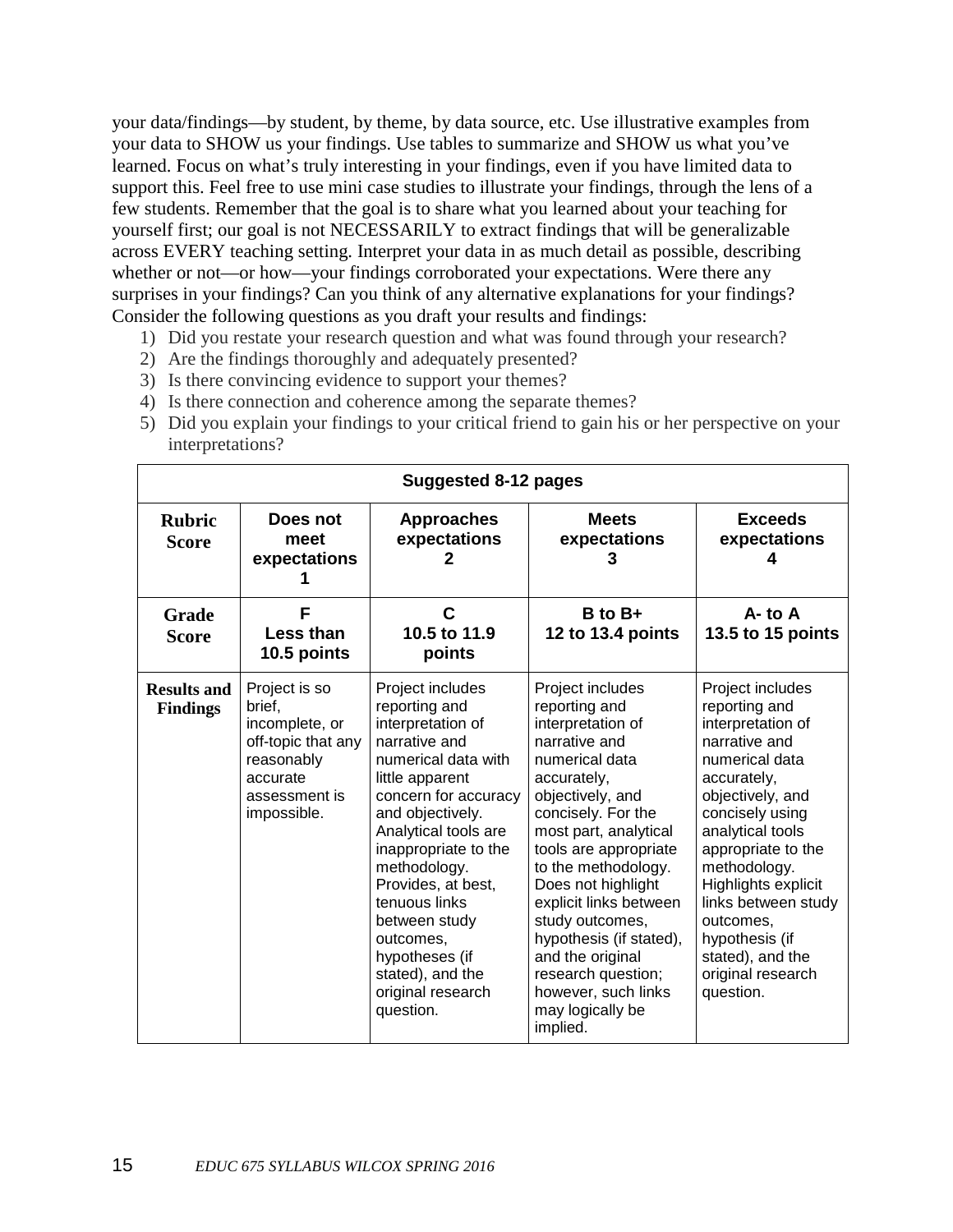your data/findings—by student, by theme, by data source, etc. Use illustrative examples from your data to SHOW us your findings. Use tables to summarize and SHOW us what you've learned. Focus on what's truly interesting in your findings, even if you have limited data to support this. Feel free to use mini case studies to illustrate your findings, through the lens of a few students. Remember that the goal is to share what you learned about your teaching for yourself first; our goal is not NECESSARILY to extract findings that will be generalizable across EVERY teaching setting. Interpret your data in as much detail as possible, describing whether or not—or how—your findings corroborated your expectations. Were there any surprises in your findings? Can you think of any alternative explanations for your findings? Consider the following questions as you draft your results and findings:

1) Did you restate your research question and what was found through your research?
2) Are the findings thoroughly and adequately presented?
3) Is there convincing evidence to support your themes?
4) Is there connection and coherence among the separate themes?
5) Did you explain your findings to your critical friend to gain his or her perspective on your interpretations?

| **Suggested 8-12 pages** | | | | |
|---|---|---|---|---|
| **Rubric Score** | **Does not meet expectations 1** | **Approaches expectations 2** | **Meets expectations 3** | **Exceeds expectations 4** |
| **Grade Score** | **F Less than 10.5 points** | **C 10.5 to 11.9 points** | **B to B+ 12 to 13.4 points** | **A- to A 13.5 to 15 points** |
| **Results and Findings** | Project is so brief, incomplete, or off-topic that any reasonably accurate assessment is impossible. | Project includes reporting and interpretation of narrative and numerical data with little apparent concern for accuracy and objectively. Analytical tools are inappropriate to the methodology. Provides, at best, tenuous links between study outcomes, hypotheses (if stated), and the original research question. | Project includes reporting and interpretation of narrative and numerical data accurately, objectively, and concisely. For the most part, analytical tools are appropriate to the methodology. Does not highlight explicit links between study outcomes, hypothesis (if stated), and the original research question; however, such links may logically be implied. | Project includes reporting and interpretation of narrative and numerical data accurately, objectively, and concisely using analytical tools appropriate to the methodology. Highlights explicit links between study outcomes, hypothesis (if stated), and the original research question. |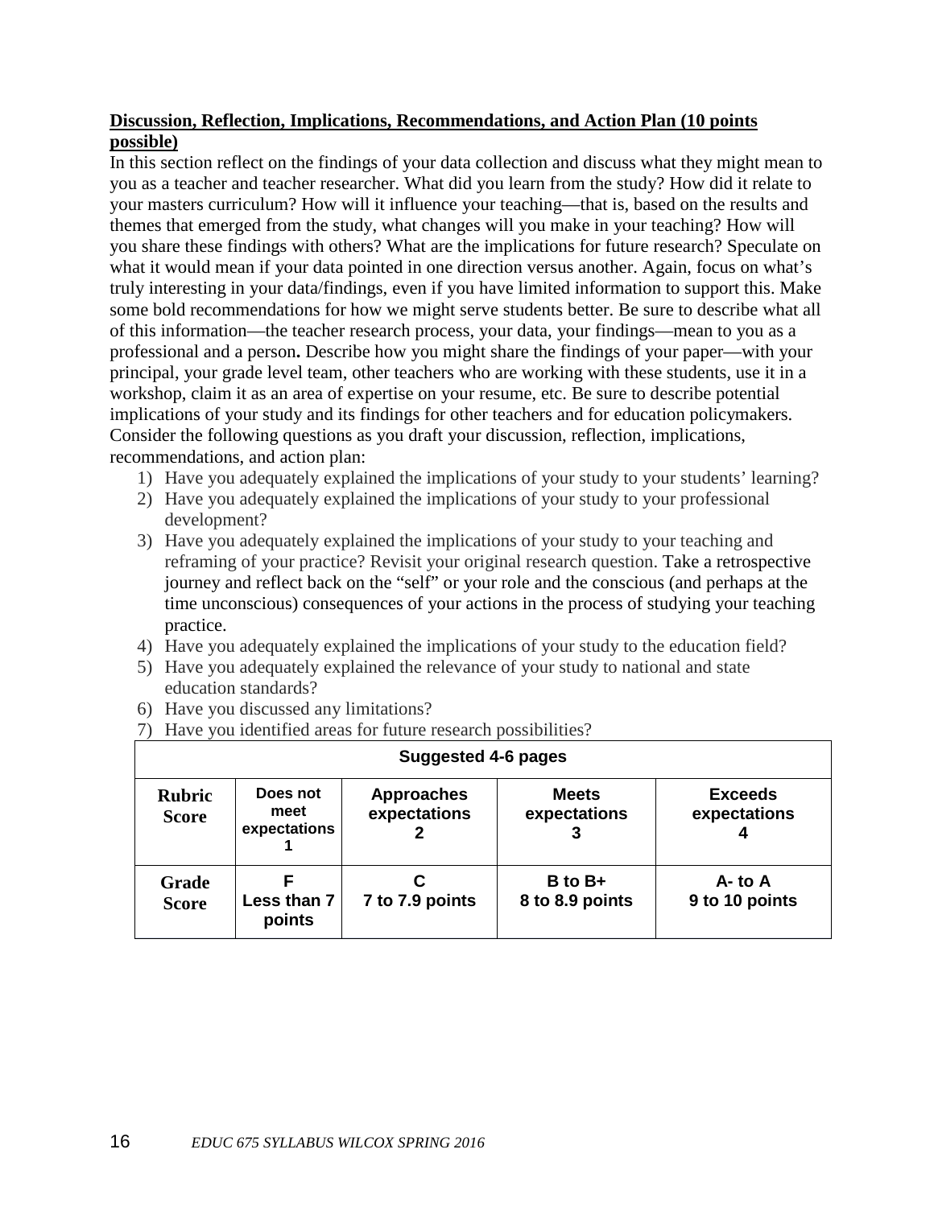**Discussion, Reflection, Implications, Recommendations, and Action Plan (10 points possible)**

In this section reflect on the findings of your data collection and discuss what they might mean to you as a teacher and teacher researcher. What did you learn from the study? How did it relate to your masters curriculum? How will it influence your teaching—that is, based on the results and themes that emerged from the study, what changes will you make in your teaching? How will you share these findings with others? What are the implications for future research? Speculate on what it would mean if your data pointed in one direction versus another. Again, focus on what's truly interesting in your data/findings, even if you have limited information to support this. Make some bold recommendations for how we might serve students better. Be sure to describe what all of this information—the teacher research process, your data, your findings—mean to you as a professional and a person**.** Describe how you might share the findings of your paper—with your principal, your grade level team, other teachers who are working with these students, use it in a workshop, claim it as an area of expertise on your resume, etc. Be sure to describe potential implications of your study and its findings for other teachers and for education policymakers. Consider the following questions as you draft your discussion, reflection, implications, recommendations, and action plan:

1) Have you adequately explained the implications of your study to your students' learning?
2) Have you adequately explained the implications of your study to your professional development?
3) Have you adequately explained the implications of your study to your teaching and reframing of your practice? Revisit your original research question. Take a retrospective journey and reflect back on the "self" or your role and the conscious (and perhaps at the time unconscious) consequences of your actions in the process of studying your teaching practice.
4) Have you adequately explained the implications of your study to the education field?
5) Have you adequately explained the relevance of your study to national and state education standards?
6) Have you discussed any limitations?
7) Have you identified areas for future research possibilities?

| Suggested 4-6 pages | | | | |
|---|---|---|---|---|
| **Rubric Score** | **Does not meet expectations 1** | **Approaches expectations 2** | **Meets expectations 3** | **Exceeds expectations 4** |
| **Grade Score** | **F Less than 7 points** | **C 7 to 7.9 points** | **B to B+ 8 to 8.9 points** | **A- to A 9 to 10 points** |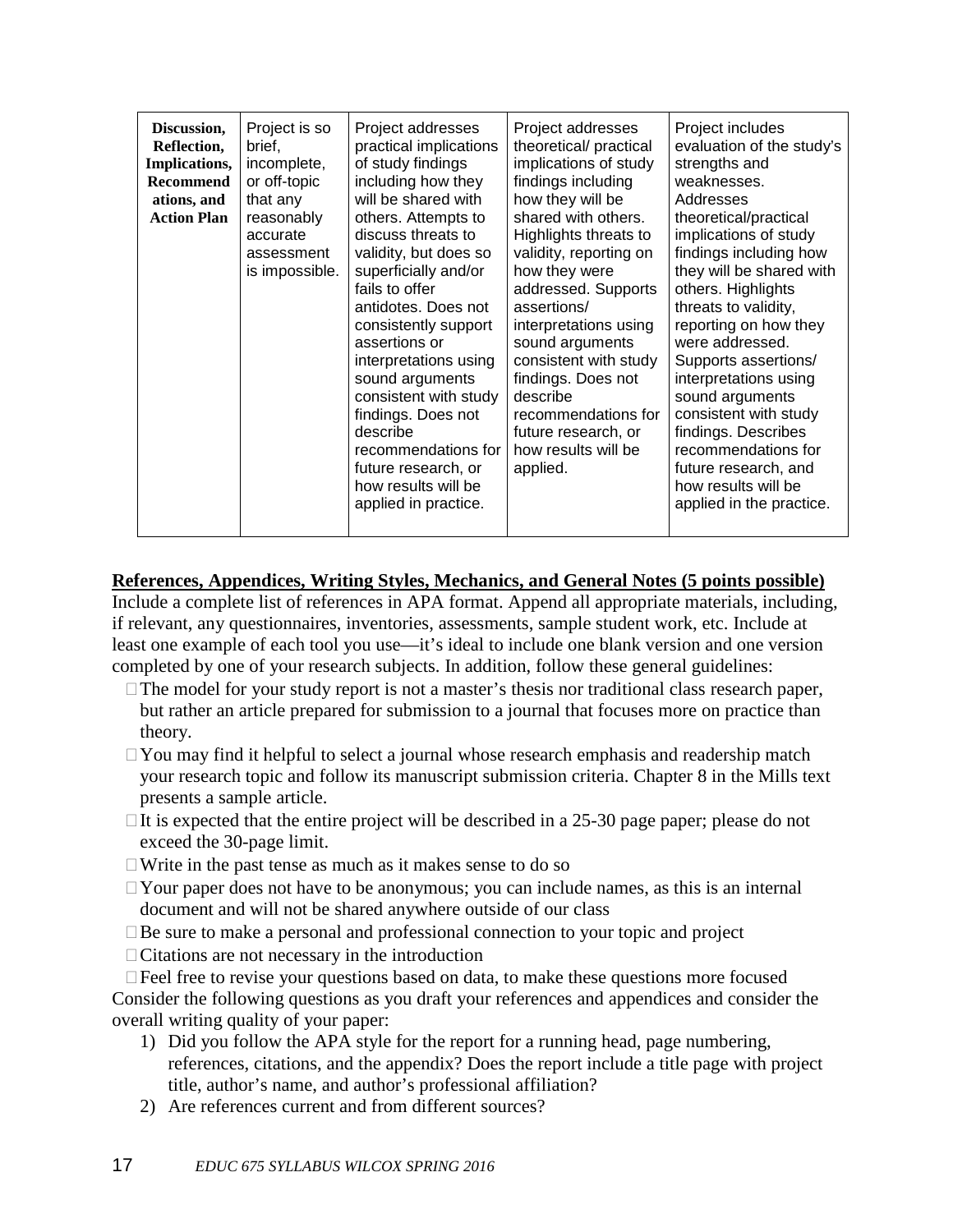| Discussion, Reflection, Implications, Recommendations, and Action Plan | Project is so brief, incomplete, or off-topic that any reasonably accurate assessment is impossible. | Project addresses practical implications of study findings including how they will be shared with others. Attempts to discuss threats to validity, but does so superficially and/or fails to offer antidotes. Does not consistently support assertions or interpretations using sound arguments consistent with study findings. Does not describe recommendations for future research, or how results will be applied in practice. | Project addresses theoretical/ practical implications of study findings including how they will be shared with others. Highlights threats to validity, reporting on how they were addressed. Supports assertions/ interpretations using sound arguments consistent with study findings. Does not describe recommendations for future research, or how results will be applied. | Project includes evaluation of the study's strengths and weaknesses. Addresses theoretical/practical implications of study findings including how they will be shared with others. Highlights threats to validity, reporting on how they were addressed. Supports assertions/ interpretations using sound arguments consistent with study findings. Describes recommendations for future research, and how results will be applied in the practice. |
|---|---|---|---|---|

**References, Appendices, Writing Styles, Mechanics, and General Notes (5 points possible)**

Include a complete list of references in APA format. Append all appropriate materials, including, if relevant, any questionnaires, inventories, assessments, sample student work, etc. Include at least one example of each tool you use—it's ideal to include one blank version and one version completed by one of your research subjects. In addition, follow these general guidelines:

- The model for your study report is not a master's thesis nor traditional class research paper, but rather an article prepared for submission to a journal that focuses more on practice than theory.
- You may find it helpful to select a journal whose research emphasis and readership match your research topic and follow its manuscript submission criteria. Chapter 8 in the Mills text presents a sample article.
- It is expected that the entire project will be described in a 25-30 page paper; please do not exceed the 30-page limit.
- Write in the past tense as much as it makes sense to do so
- Your paper does not have to be anonymous; you can include names, as this is an internal document and will not be shared anywhere outside of our class
- Be sure to make a personal and professional connection to your topic and project
- Citations are not necessary in the introduction
- Feel free to revise your questions based on data, to make these questions more focused

Consider the following questions as you draft your references and appendices and consider the overall writing quality of your paper:

1) Did you follow the APA style for the report for a running head, page numbering, references, citations, and the appendix? Does the report include a title page with project title, author's name, and author's professional affiliation?
2) Are references current and from different sources?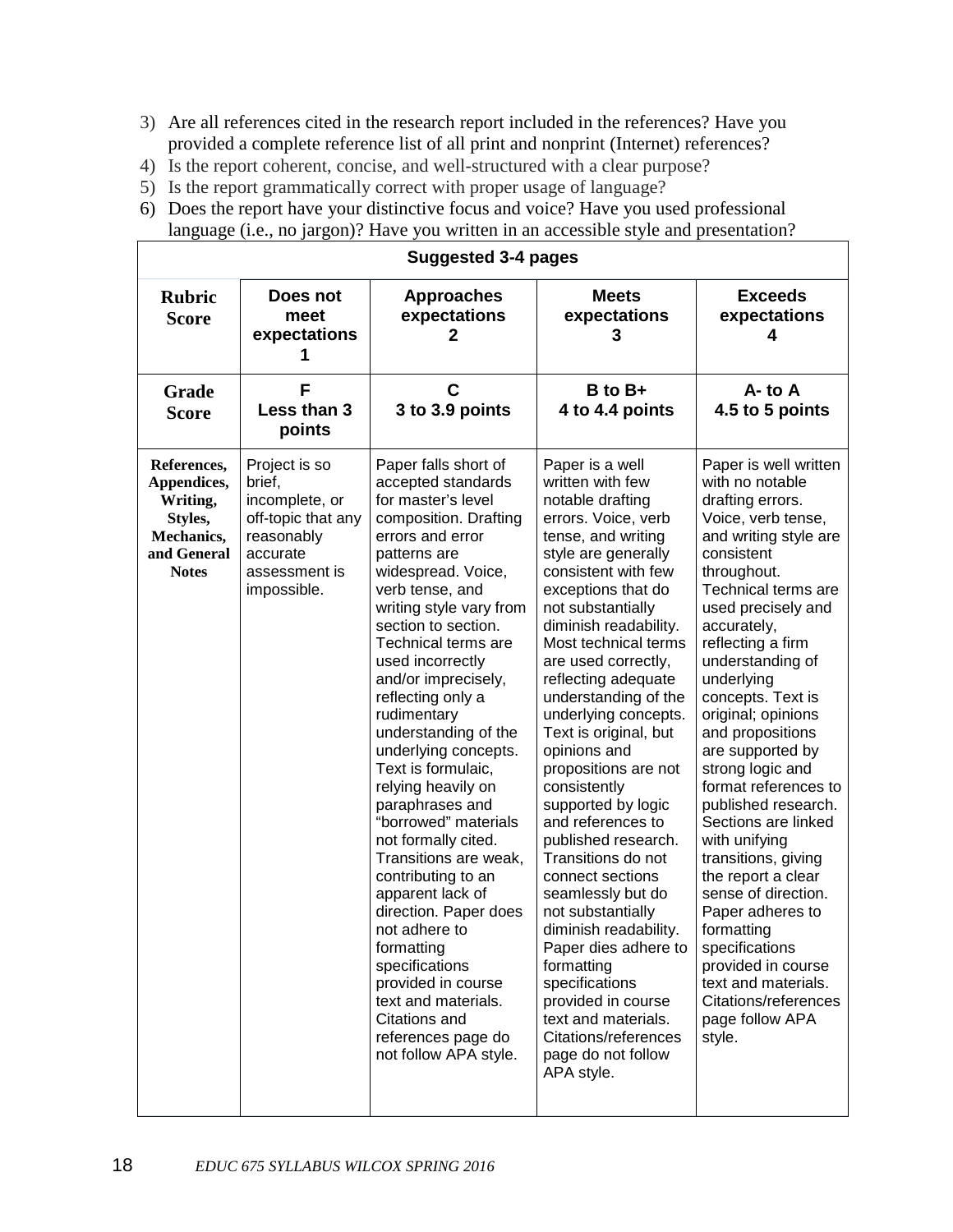3) Are all references cited in the research report included in the references? Have you provided a complete reference list of all print and nonprint (Internet) references?
4) Is the report coherent, concise, and well-structured with a clear purpose?
5) Is the report grammatically correct with proper usage of language?
6) Does the report have your distinctive focus and voice? Have you used professional language (i.e., no jargon)? Have you written in an accessible style and presentation?

| Suggested 3-4 pages | | | | |
|---|---|---|---|---|
| **Rubric Score** | **Does not meet expectations 1** | **Approaches expectations 2** | **Meets expectations 3** | **Exceeds expectations 4** |
| **Grade Score** | **F Less than 3 points** | **C 3 to 3.9 points** | **B to B+ 4 to 4.4 points** | **A- to A 4.5 to 5 points** |
| **References, Appendices, Writing, Styles, Mechanics, and General Notes** | Project is so brief, incomplete, or off-topic that any reasonably accurate assessment is impossible. | Paper falls short of accepted standards for master's level composition. Drafting errors and error patterns are widespread. Voice, verb tense, and writing style vary from section to section. Technical terms are used incorrectly and/or imprecisely, reflecting only a rudimentary understanding of the underlying concepts. Text is formulaic, relying heavily on paraphrases and "borrowed" materials not formally cited. Transitions are weak, contributing to an apparent lack of direction. Paper does not adhere to formatting specifications provided in course text and materials. Citations and references page do not follow APA style. | Paper is a well written with few notable drafting errors. Voice, verb tense, and writing style are generally consistent with few exceptions that do not substantially diminish readability. Most technical terms are used correctly, reflecting adequate understanding of the underlying concepts. Text is original, but opinions and propositions are not consistently supported by logic and references to published research. Transitions do not connect sections seamlessly but do not substantially diminish readability. Paper dies adhere to formatting specifications provided in course text and materials. Citations/references page do not follow APA style. | Paper is well written with no notable drafting errors. Voice, verb tense, and writing style are consistent throughout. Technical terms are used precisely and accurately, reflecting a firm understanding of underlying concepts. Text is original; opinions and propositions are supported by strong logic and format references to published research. Sections are linked with unifying transitions, giving the report a clear sense of direction. Paper adheres to formatting specifications provided in course text and materials. Citations/references page follow APA style. |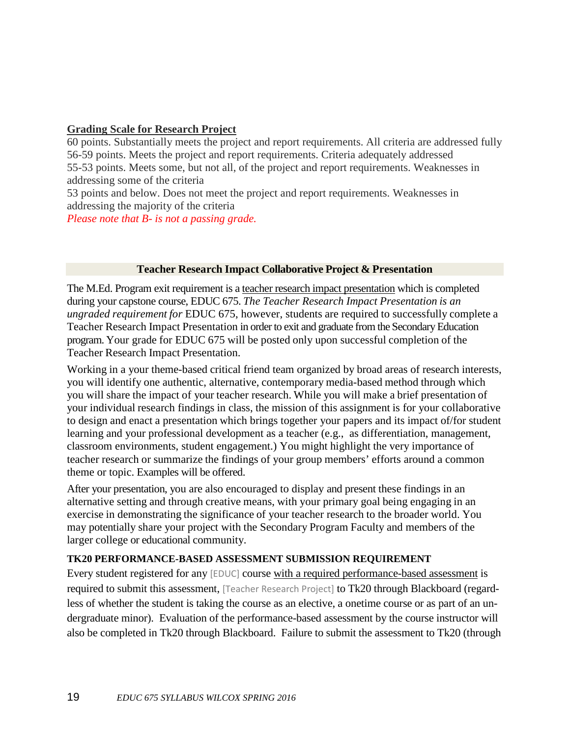**Grading Scale for Research Project**

60 points. Substantially meets the project and report requirements. All criteria are addressed fully
56-59 points. Meets the project and report requirements. Criteria adequately addressed
55-53 points. Meets some, but not all, of the project and report requirements. Weaknesses in addressing some of the criteria
53 points and below. Does not meet the project and report requirements. Weaknesses in addressing the majority of the criteria
*Please note that B- is not a passing grade.*

### Teacher Research Impact Collaborative Project & Presentation

The M.Ed. Program exit requirement is a teacher research impact presentation which is completed during your capstone course, EDUC 675. *The Teacher Research Impact Presentation is an ungraded requirement for* EDUC 675, however, students are required to successfully complete a Teacher Research Impact Presentation in order to exit and graduate from the Secondary Education program. Your grade for EDUC 675 will be posted only upon successful completion of the Teacher Research Impact Presentation.

Working in a your theme-based critical friend team organized by broad areas of research interests, you will identify one authentic, alternative, contemporary media-based method through which you will share the impact of your teacher research. While you will make a brief presentation of your individual research findings in class, the mission of this assignment is for your collaborative to design and enact a presentation which brings together your papers and its impact of/for student learning and your professional development as a teacher (e.g., as differentiation, management, classroom environments, student engagement.) You might highlight the very importance of teacher research or summarize the findings of your group members' efforts around a common theme or topic. Examples will be offered.

After your presentation, you are also encouraged to display and present these findings in an alternative setting and through creative means, with your primary goal being engaging in an exercise in demonstrating the significance of your teacher research to the broader world. You may potentially share your project with the Secondary Program Faculty and members of the larger college or educational community.

**TK20 PERFORMANCE-BASED ASSESSMENT SUBMISSION REQUIREMENT**

Every student registered for any [EDUC] course with a required performance-based assessment is required to submit this assessment, [Teacher Research Project] to Tk20 through Blackboard (regardless of whether the student is taking the course as an elective, a onetime course or as part of an undergraduate minor). Evaluation of the performance-based assessment by the course instructor will also be completed in Tk20 through Blackboard. Failure to submit the assessment to Tk20 (through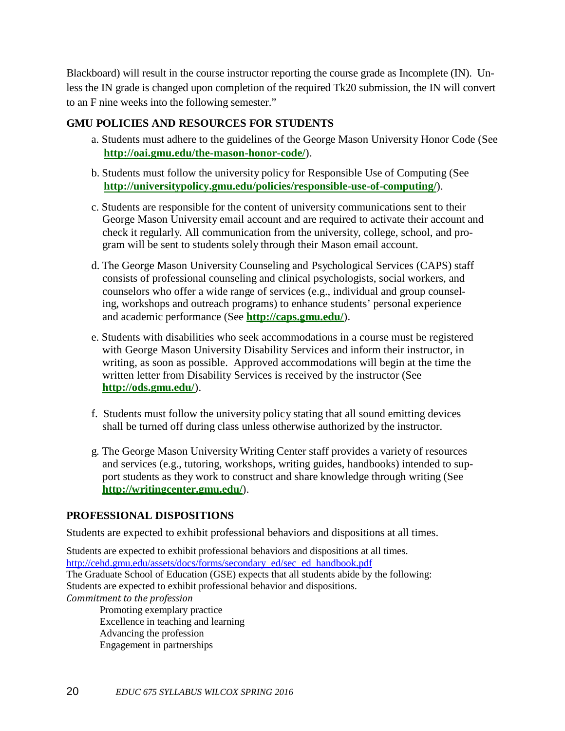Blackboard) will result in the course instructor reporting the course grade as Incomplete (IN). Unless the IN grade is changed upon completion of the required Tk20 submission, the IN will convert to an F nine weeks into the following semester."

## GMU POLICIES AND RESOURCES FOR STUDENTS

a. Students must adhere to the guidelines of the George Mason University Honor Code (See **http://oai.gmu.edu/the-mason-honor-code/**).

b. Students must follow the university policy for Responsible Use of Computing (See **http://universitypolicy.gmu.edu/policies/responsible-use-of-computing/**).

c. Students are responsible for the content of university communications sent to their George Mason University email account and are required to activate their account and check it regularly. All communication from the university, college, school, and program will be sent to students solely through their Mason email account.

d. The George Mason University Counseling and Psychological Services (CAPS) staff consists of professional counseling and clinical psychologists, social workers, and counselors who offer a wide range of services (e.g., individual and group counseling, workshops and outreach programs) to enhance students' personal experience and academic performance (See **http://caps.gmu.edu/**).

e. Students with disabilities who seek accommodations in a course must be registered with George Mason University Disability Services and inform their instructor, in writing, as soon as possible. Approved accommodations will begin at the time the written letter from Disability Services is received by the instructor (See **http://ods.gmu.edu/**).

f. Students must follow the university policy stating that all sound emitting devices shall be turned off during class unless otherwise authorized by the instructor.

g. The George Mason University Writing Center staff provides a variety of resources and services (e.g., tutoring, workshops, writing guides, handbooks) intended to support students as they work to construct and share knowledge through writing (See **http://writingcenter.gmu.edu/**).

## PROFESSIONAL DISPOSITIONS

Students are expected to exhibit professional behaviors and dispositions at all times.

Students are expected to exhibit professional behaviors and dispositions at all times.
http://cehd.gmu.edu/assets/docs/forms/secondary_ed/sec_ed_handbook.pdf
The Graduate School of Education (GSE) expects that all students abide by the following:
Students are expected to exhibit professional behavior and dispositions.

*Commitment to the profession*

Promoting exemplary practice
Excellence in teaching and learning
Advancing the profession
Engagement in partnerships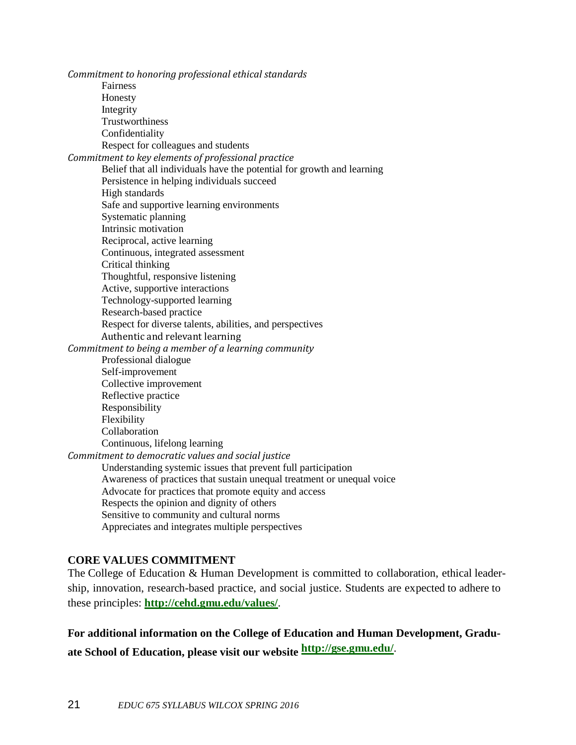*Commitment to honoring professional ethical standards*

- Fairness
- Honesty
- Integrity
- Trustworthiness
- Confidentiality
- Respect for colleagues and students

*Commitment to key elements of professional practice*

- Belief that all individuals have the potential for growth and learning
- Persistence in helping individuals succeed
- High standards
- Safe and supportive learning environments
- Systematic planning
- Intrinsic motivation
- Reciprocal, active learning
- Continuous, integrated assessment
- Critical thinking
- Thoughtful, responsive listening
- Active, supportive interactions
- Technology-supported learning
- Research-based practice
- Respect for diverse talents, abilities, and perspectives
- Authentic and relevant learning

*Commitment to being a member of a learning community*

- Professional dialogue
- Self-improvement
- Collective improvement
- Reflective practice
- Responsibility
- Flexibility
- Collaboration
- Continuous, lifelong learning

*Commitment to democratic values and social justice*

- Understanding systemic issues that prevent full participation
- Awareness of practices that sustain unequal treatment or unequal voice
- Advocate for practices that promote equity and access
- Respects the opinion and dignity of others
- Sensitive to community and cultural norms
- Appreciates and integrates multiple perspectives

**CORE VALUES COMMITMENT**

The College of Education & Human Development is committed to collaboration, ethical leadership, innovation, research-based practice, and social justice. Students are expected to adhere to these principles: **http://cehd.gmu.edu/values/**.

**For additional information on the College of Education and Human Development, Graduate School of Education, please visit our website http://gse.gmu.edu/.**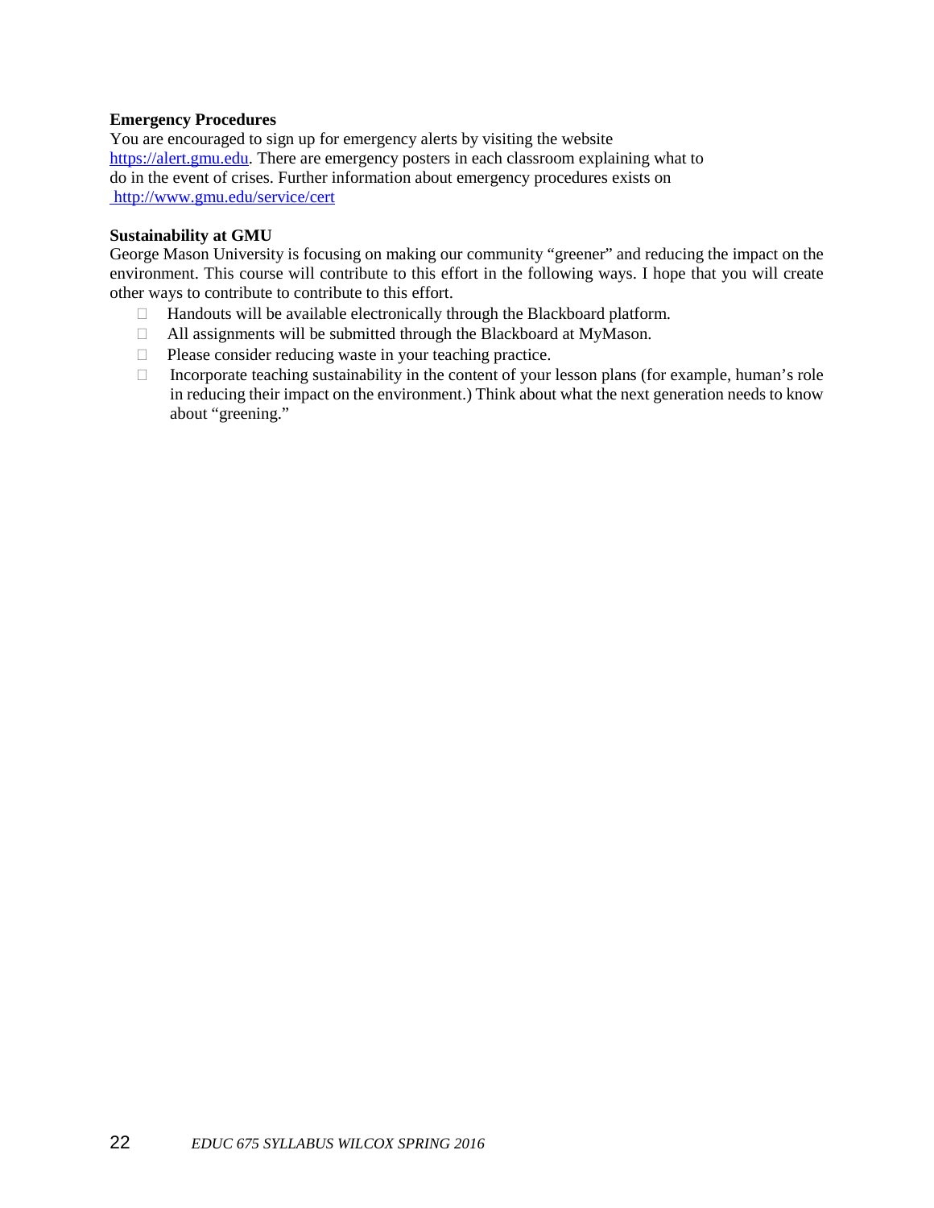**Emergency Procedures**

You are encouraged to sign up for emergency alerts by visiting the website https://alert.gmu.edu. There are emergency posters in each classroom explaining what to do in the event of crises. Further information about emergency procedures exists on http://www.gmu.edu/service/cert

**Sustainability at GMU**

George Mason University is focusing on making our community "greener" and reducing the impact on the environment. This course will contribute to this effort in the following ways. I hope that you will create other ways to contribute to contribute to this effort.

- Handouts will be available electronically through the Blackboard platform.
- All assignments will be submitted through the Blackboard at MyMason.
- Please consider reducing waste in your teaching practice.
- Incorporate teaching sustainability in the content of your lesson plans (for example, human's role in reducing their impact on the environment.) Think about what the next generation needs to know about "greening."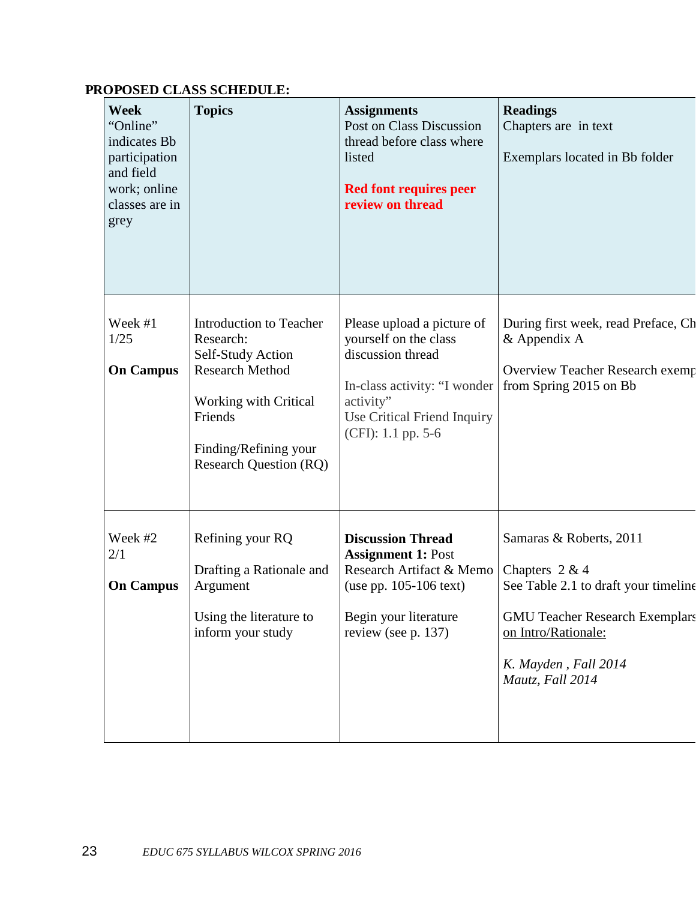**PROPOSED CLASS SCHEDULE:**

| **Week** "Online" indicates Bb participation and field work; online classes are in grey | **Topics** | **Assignments** Post on Class Discussion thread before class where listed<br><br>**Red font requires peer review on thread** | **Readings** Chapters are in text<br><br>Exemplars located in Bb folder |
|---|---|---|---|
| Week #1<br>1/25<br><br>**On Campus** | Introduction to Teacher Research:<br>Self-Study Action Research Method<br><br>Working with Critical Friends<br><br>Finding/Refining your Research Question (RQ) | Please upload a picture of yourself on the class discussion thread<br><br>In-class activity: "I wonder activity"<br>Use Critical Friend Inquiry (CFI): 1.1 pp. 5-6 | During first week, read Preface, Ch<br>& Appendix A<br><br>Overview Teacher Research exemp<br>from Spring 2015 on Bb |
| Week #2<br>2/1<br><br>**On Campus** | Refining your RQ<br><br>Drafting a Rationale and Argument<br><br>Using the literature to inform your study | **Discussion Thread Assignment 1:** Post Research Artifact & Memo (use pp. 105-106 text)<br><br>Begin your literature review (see p. 137) | Samaras & Roberts, 2011<br><br>Chapters 2 & 4<br>See Table 2.1 to draft your timeline<br><br>GMU Teacher Research Exemplars on Intro/Rationale:<br><br>*K. Mayden , Fall 2014*<br>*Mautz, Fall 2014* |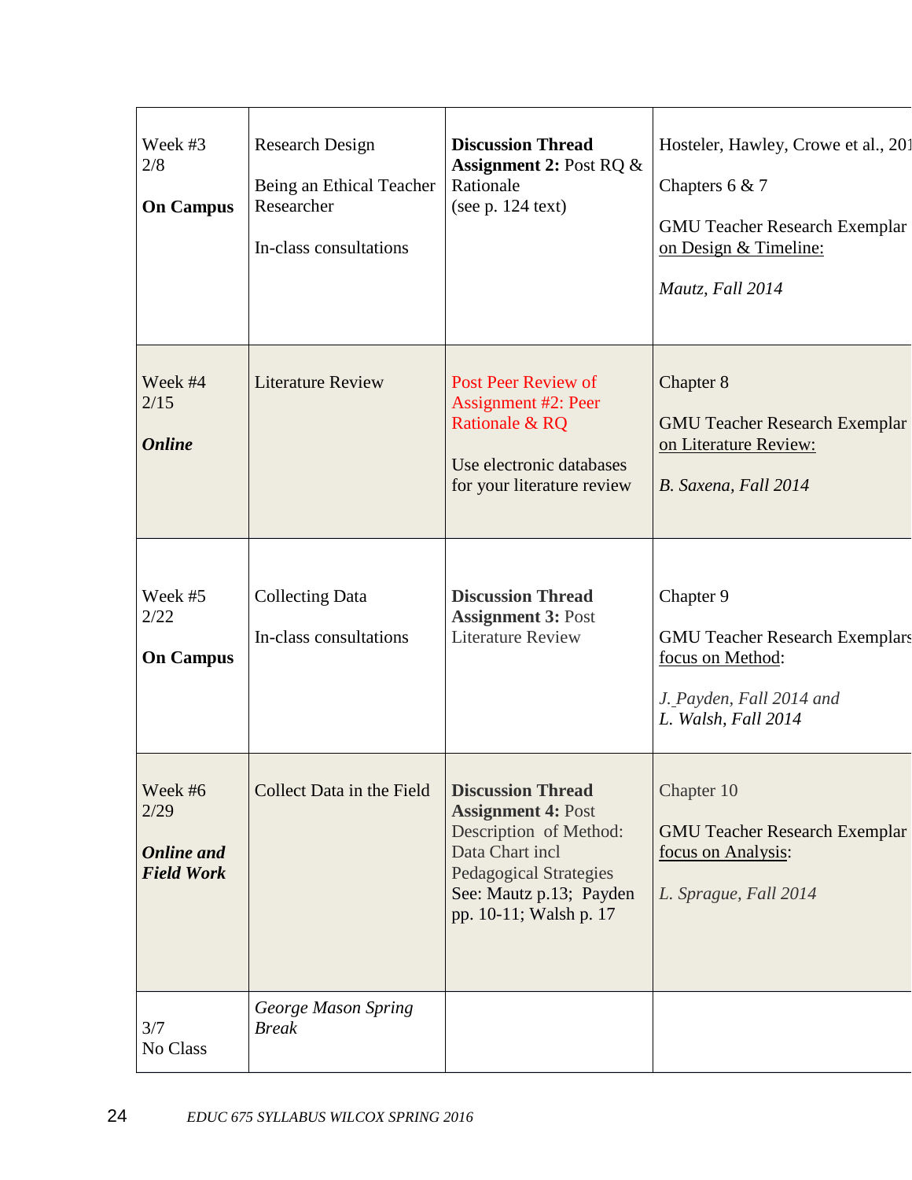| Week #3<br>2/8<br><br>**On Campus** | Research Design<br><br>Being an Ethical Teacher Researcher<br><br>In-class consultations | **Discussion Thread Assignment 2:** Post RQ & Rationale<br>(see p. 124 text) | Hosteler, Hawley, Crowe et al., 201<br><br>Chapters 6 & 7<br><br>GMU Teacher Research Exemplar on Design & Timeline:<br><br>*Mautz, Fall 2014* |
|---|---|---|---|
| Week #4<br>2/15<br><br>***Online*** | Literature Review | Post Peer Review of Assignment #2: Peer Rationale & RQ<br><br>Use electronic databases for your literature review | Chapter 8<br><br>GMU Teacher Research Exemplar on Literature Review:<br><br>*B. Saxena, Fall 2014* |
| Week #5<br>2/22<br><br>**On Campus** | Collecting Data<br><br>In-class consultations | **Discussion Thread Assignment 3:** Post Literature Review | Chapter 9<br><br>GMU Teacher Research Exemplars focus on Method:<br><br>*J. Payden, Fall 2014 and*<br>*L. Walsh, Fall 2014* |
| Week #6<br>2/29<br><br>***Online and Field Work*** | Collect Data in the Field | **Discussion Thread Assignment 4:** Post Description of Method: Data Chart incl Pedagogical Strategies<br>See: Mautz p.13; Payden pp. 10-11; Walsh p. 17 | Chapter 10<br><br>GMU Teacher Research Exemplar focus on Analysis:<br><br>*L. Sprague, Fall 2014* |
| 3/7<br>No Class | *George Mason Spring Break* | | |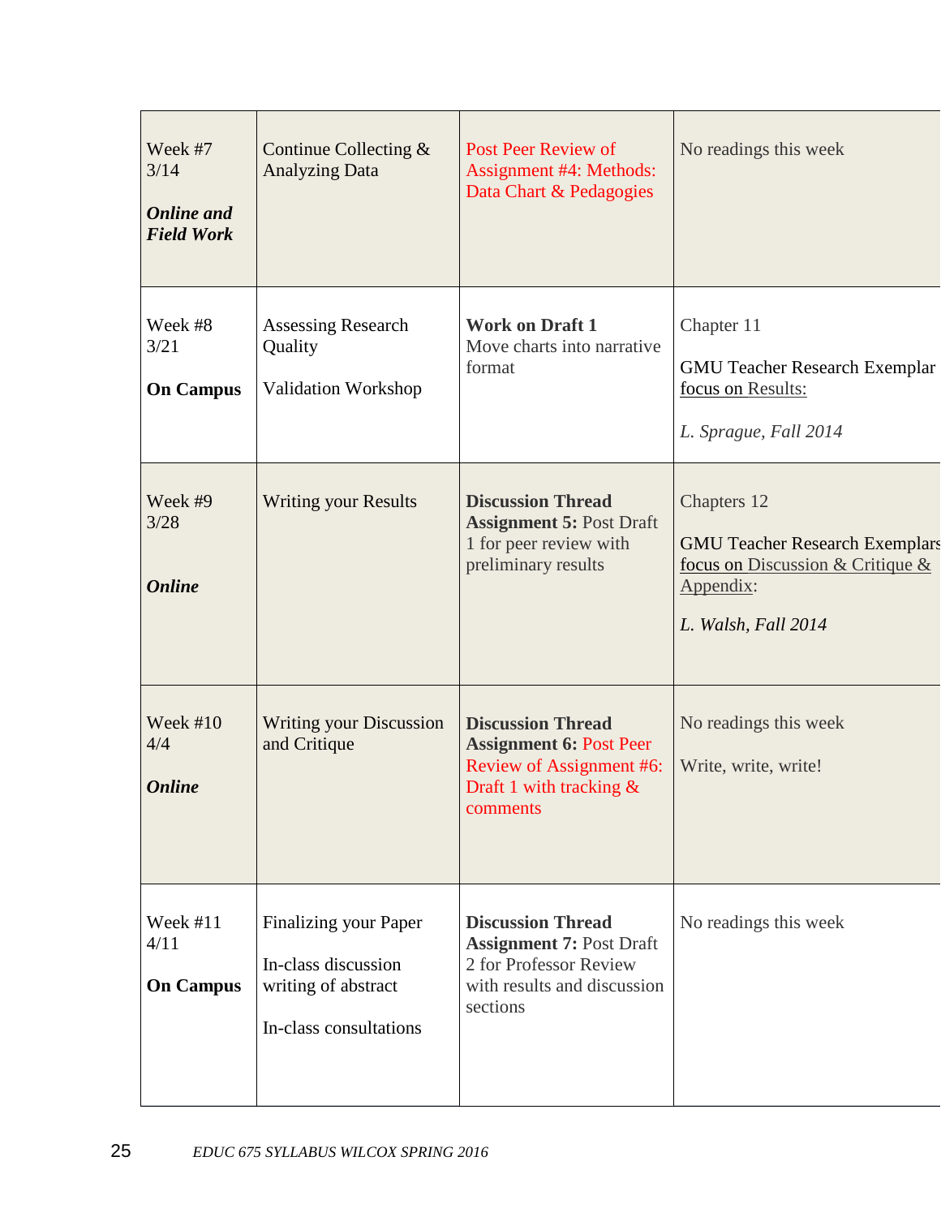| | | | |
|---|---|---|---|
| Week #7<br>3/14<br><br>***Online and Field Work*** | Continue Collecting & Analyzing Data | Post Peer Review of Assignment #4: Methods: Data Chart & Pedagogies | No readings this week |
| Week #8<br>3/21<br><br>**On Campus** | Assessing Research Quality<br><br>Validation Workshop | **Work on Draft 1**<br>Move charts into narrative format | Chapter 11<br><br>GMU Teacher Research Exemplar focus on Results:<br><br>*L. Sprague, Fall 2014* |
| Week #9<br>3/28<br><br>***Online*** | Writing your Results | **Discussion Thread Assignment 5:** Post Draft 1 for peer review with preliminary results | Chapters 12<br><br>GMU Teacher Research Exemplars focus on Discussion & Critique & Appendix:<br><br>*L. Walsh, Fall 2014* |
| Week #10<br>4/4<br><br>***Online*** | Writing your Discussion and Critique | **Discussion Thread Assignment 6:** Post Peer Review of Assignment #6: Draft 1 with tracking & comments | No readings this week<br><br>Write, write, write! |
| Week #11<br>4/11<br><br>**On Campus** | Finalizing your Paper<br><br>In-class discussion writing of abstract<br><br>In-class consultations | **Discussion Thread Assignment 7:** Post Draft 2 for Professor Review with results and discussion sections | No readings this week |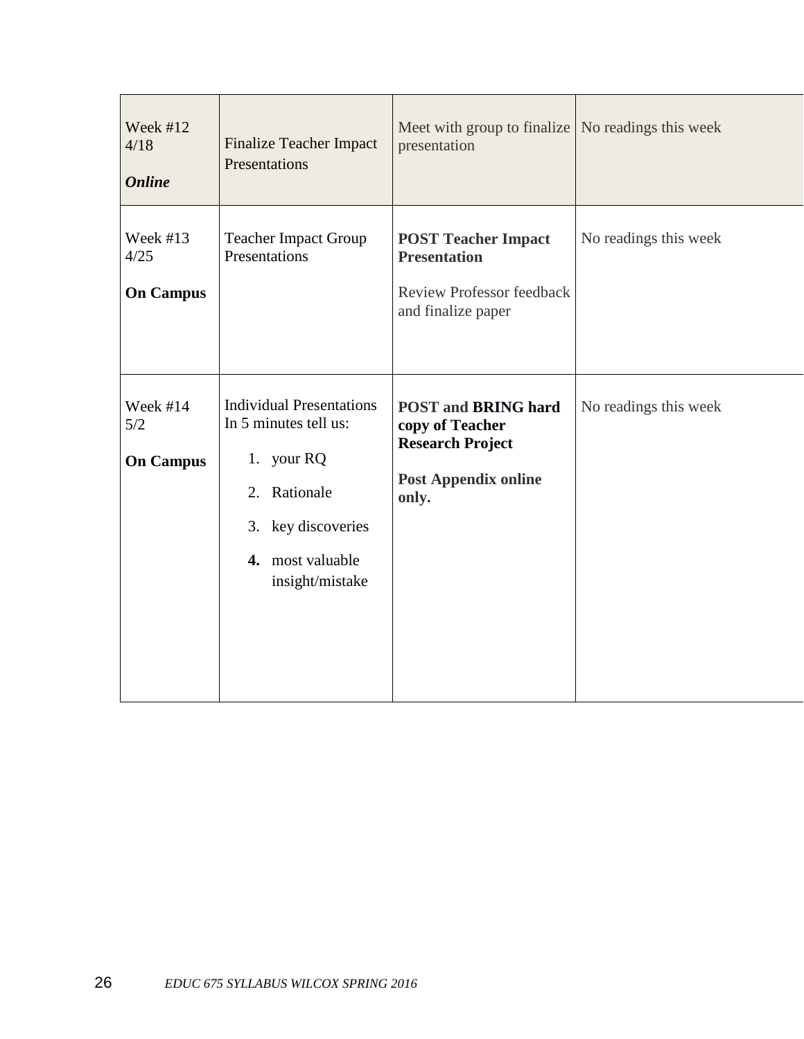| Week #12<br>4/18<br>***Online*** | Finalize Teacher Impact Presentations | Meet with group to finalize presentation | No readings this week |
|---|---|---|---|
| Week #13<br>4/25<br>**On Campus** | Teacher Impact Group Presentations | **POST Teacher Impact Presentation**<br>Review Professor feedback and finalize paper | No readings this week |
| Week #14<br>5/2<br>**On Campus** | Individual Presentations In 5 minutes tell us:<br>1. your RQ<br>2. Rationale<br>3. key discoveries<br>**4.** most valuable insight/mistake | **POST and BRING hard copy of Teacher Research Project**<br>**Post Appendix online only.** | No readings this week |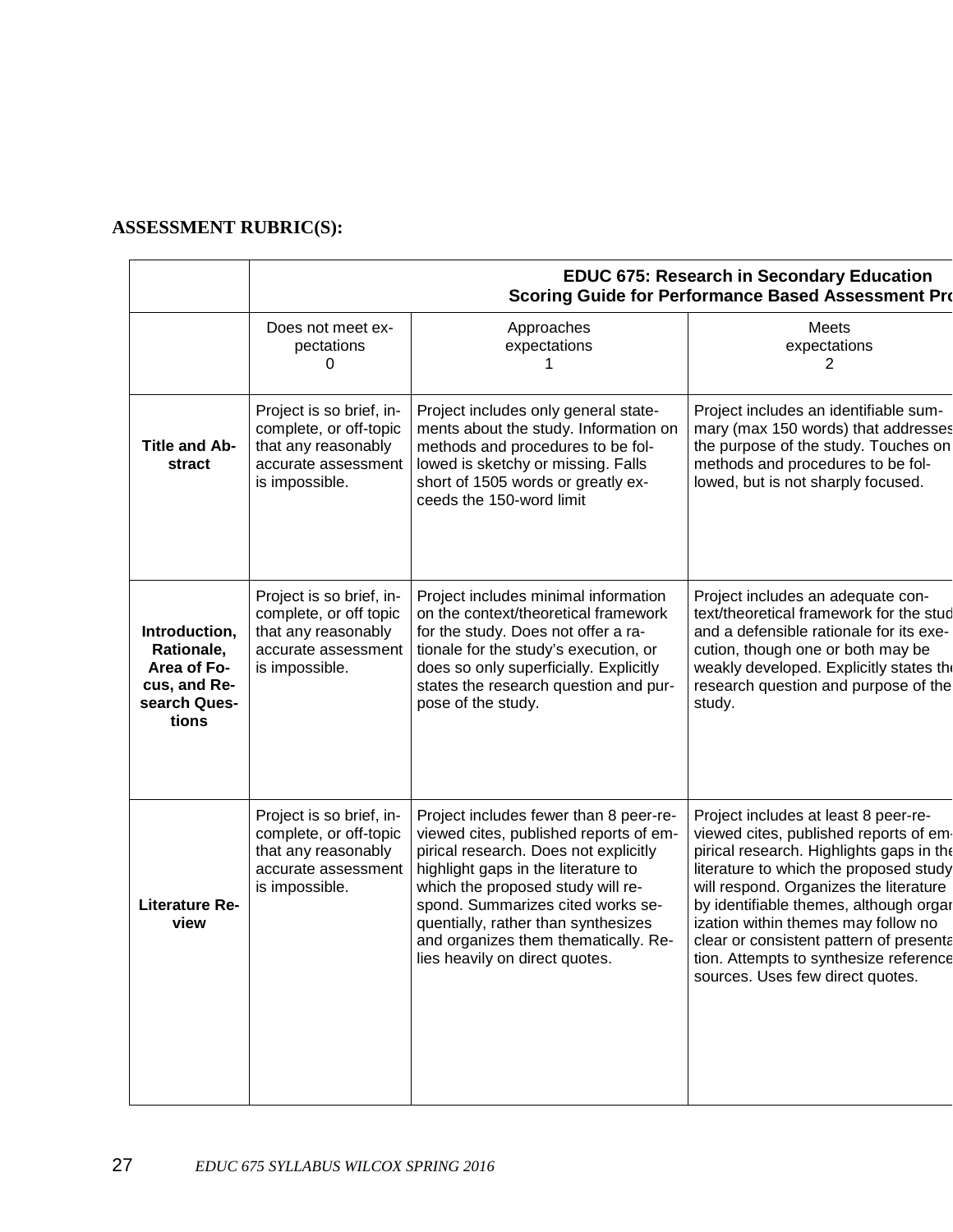**ASSESSMENT RUBRIC(S):**

| | EDUC 675: Research in Secondary Education<br>Scoring Guide for Performance Based Assessment Pro | | |
|---|---|---|---|
| | Does not meet expectations<br>0 | Approaches expectations<br>1 | Meets expectations<br>2 |
| **Title and Abstract** | Project is so brief, incomplete, or off-topic that any reasonably accurate assessment is impossible. | Project includes only general statements about the study. Information on methods and procedures to be followed is sketchy or missing. Falls short of 1505 words or greatly exceeds the 150-word limit | Project includes an identifiable summary (max 150 words) that addresses the purpose of the study. Touches on methods and procedures to be followed, but is not sharply focused. |
| **Introduction, Rationale, Area of Focus, and Research Questions** | Project is so brief, incomplete, or off topic that any reasonably accurate assessment is impossible. | Project includes minimal information on the context/theoretical framework for the study. Does not offer a rationale for the study's execution, or does so only superficially. Explicitly states the research question and purpose of the study. | Project includes an adequate context/theoretical framework for the stud and a defensible rationale for its execution, though one or both may be weakly developed. Explicitly states the research question and purpose of the study. |
| **Literature Review** | Project is so brief, incomplete, or off-topic that any reasonably accurate assessment is impossible. | Project includes fewer than 8 peer-reviewed cites, published reports of empirical research. Does not explicitly highlight gaps in the literature to which the proposed study will respond. Summarizes cited works sequentially, rather than synthesizes and organizes them thematically. Relies heavily on direct quotes. | Project includes at least 8 peer-reviewed cites, published reports of empirical research. Highlights gaps in the literature to which the proposed study will respond. Organizes the literature by identifiable themes, although organization within themes may follow no clear or consistent pattern of presentation. Attempts to synthesize reference sources. Uses few direct quotes. |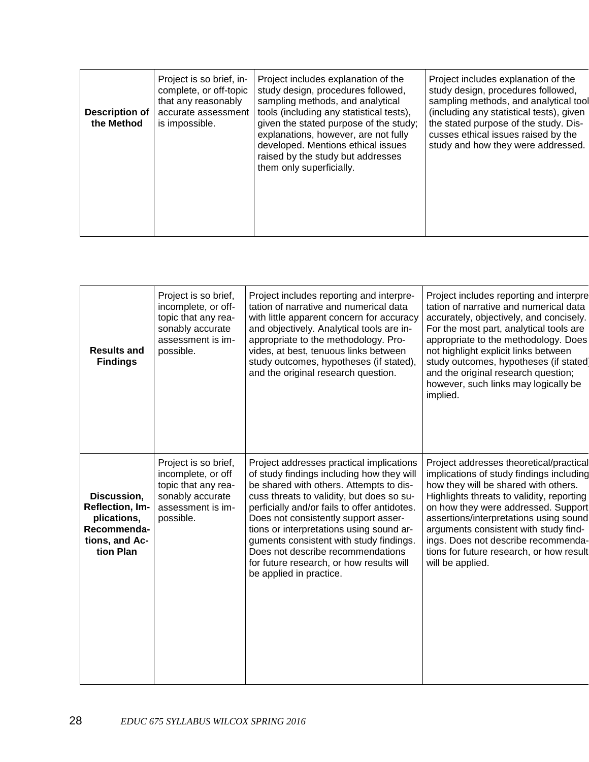| Description of the Method | Project is so brief, incomplete, or off-topic that any reasonably accurate assessment is impossible. | Project includes explanation of the study design, procedures followed, sampling methods, and analytical tools (including any statistical tests), given the stated purpose of the study; explanations, however, are not fully developed. Mentions ethical issues raised by the study but addresses them only superficially. | Project includes explanation of the study design, procedures followed, sampling methods, and analytical tool (including any statistical tests), given the stated purpose of the study. Discusses ethical issues raised by the study and how they were addressed. |
|---|---|---|---|

| Results and Findings | Project is so brief, incomplete, or off-topic that any reasonably accurate assessment is impossible. | Project includes reporting and interpretation of narrative and numerical data with little apparent concern for accuracy and objectively. Analytical tools are inappropriate to the methodology. Provides, at best, tenuous links between study outcomes, hypotheses (if stated), and the original research question. | Project includes reporting and interpre tation of narrative and numerical data accurately, objectively, and concisely. For the most part, analytical tools are appropriate to the methodology. Does not highlight explicit links between study outcomes, hypotheses (if stated) and the original research question; however, such links may logically be implied. |
|---|---|---|---|
| Discussion, Reflection, Implications, Recommendations, and Action Plan | Project is so brief, incomplete, or off topic that any reasonably accurate assessment is impossible. | Project addresses practical implications of study findings including how they will be shared with others. Attempts to discuss threats to validity, but does so superficially and/or fails to offer antidotes. Does not consistently support assertions or interpretations using sound arguments consistent with study findings. Does not describe recommendations for future research, or how results will be applied in practice. | Project addresses theoretical/practical implications of study findings including how they will be shared with others. Highlights threats to validity, reporting on how they were addressed. Support assertions/interpretations using sound arguments consistent with study findings. Does not describe recommendations for future research, or how result will be applied. |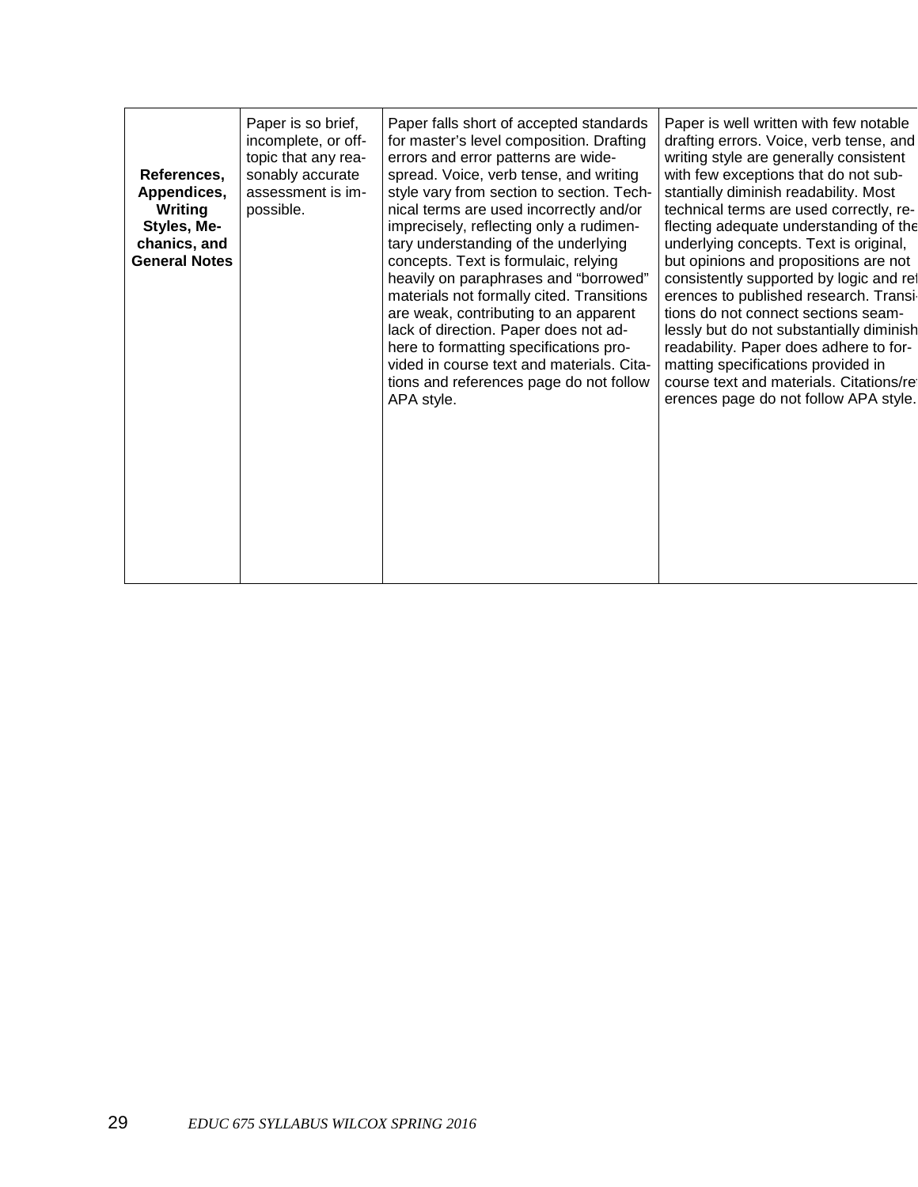| | | | |
|---|---|---|---|
| **References, Appendices, Writing Styles, Mechanics, and General Notes** | Paper is so brief, incomplete, or off-topic that any reasonably accurate assessment is impossible. | Paper falls short of accepted standards for master's level composition. Drafting errors and error patterns are widespread. Voice, verb tense, and writing style vary from section to section. Technical terms are used incorrectly and/or imprecisely, reflecting only a rudimentary understanding of the underlying concepts. Text is formulaic, relying heavily on paraphrases and "borrowed" materials not formally cited. Transitions are weak, contributing to an apparent lack of direction. Paper does not adhere to formatting specifications provided in course text and materials. Citations and references page do not follow APA style. | Paper is well written with few notable drafting errors. Voice, verb tense, and writing style are generally consistent with few exceptions that do not substantially diminish readability. Most technical terms are used correctly, reflecting adequate understanding of the underlying concepts. Text is original, but opinions and propositions are not consistently supported by logic and references to published research. Transitions do not connect sections seamlessly but do not substantially diminish readability. Paper does adhere to formatting specifications provided in course text and materials. Citations/references page do not follow APA style. |